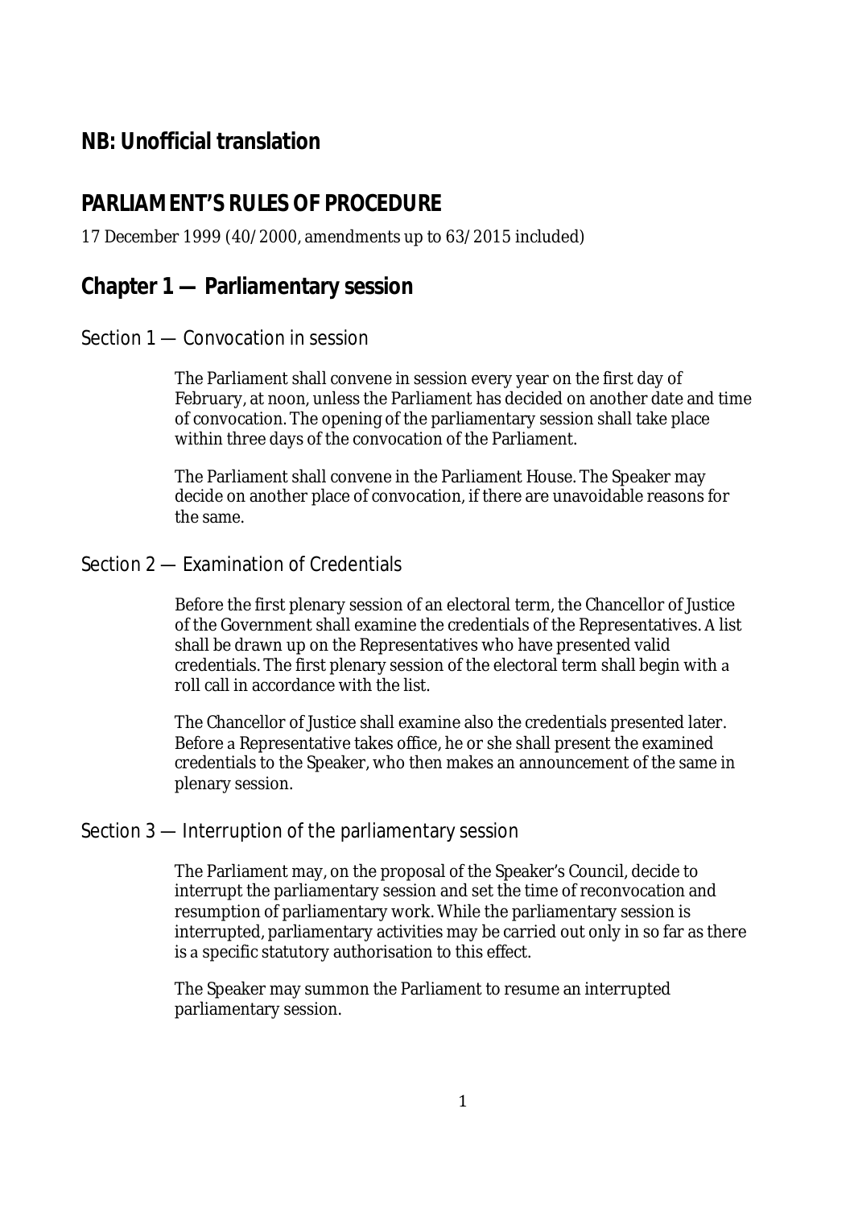## NB: Unofficial translation

# PARLIAMENT’S RULES OF PROCEDURE

17 December 1999 (40/2000, amendments up to 63/2015 included)

## Chapter 1 — Parliamentary session

### Section 1 — Convocation in session

The Parliament shall convene in session every year on the first day of February, at noon, unless the Parliament has decided on another date and time of convocation. The opening of the parliamentary session shall take place within three days of the convocation of the Parliament.

The Parliament shall convene in the Parliament House. The Speaker may decide on another place of convocation, if there are unavoidable reasons for the same.

### Section 2 — Examination of Credentials

Before the first plenary session of an electoral term, the Chancellor of Justice of the Government shall examine the credentials of the Representatives. A list shall be drawn up on the Representatives who have presented valid credentials. The first plenary session of the electoral term shall begin with a roll call in accordance with the list.

The Chancellor of Justice shall examine also the credentials presented later. Before a Representative takes office, he or she shall present the examined credentials to the Speaker, who then makes an announcement of the same in plenary session.

### Section 3 — Interruption of the parliamentary session

The Parliament may, on the proposal of the Speaker’s Council, decide to interrupt the parliamentary session and set the time of reconvocation and resumption of parliamentary work. While the parliamentary session is interrupted, parliamentary activities may be carried out only in so far as there is a specific statutory authorisation to this effect.

The Speaker may summon the Parliament to resume an interrupted parliamentary session.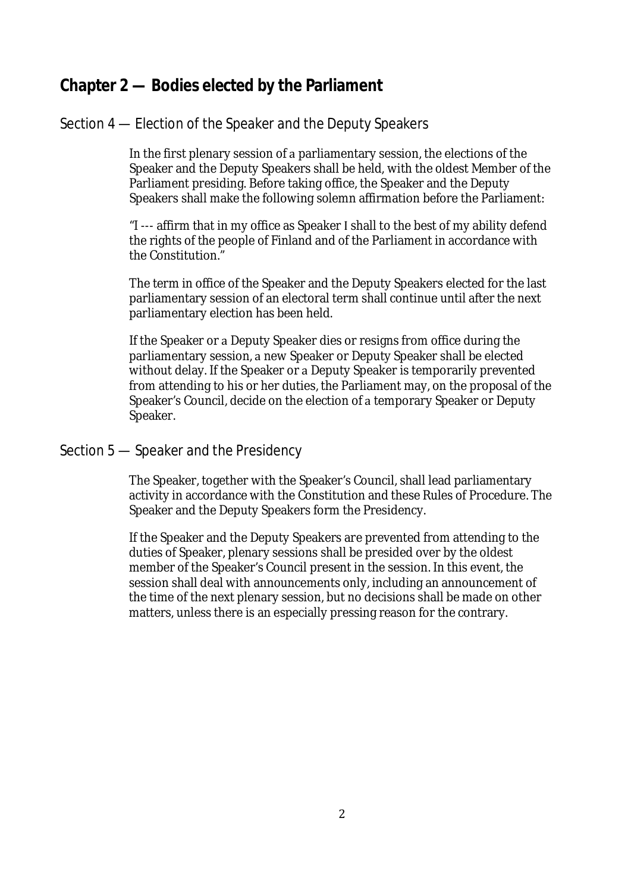## Chapter 2 — Bodies elected by the Parliament

### Section 4 — Election of the Speaker and the Deputy Speakers

In the first plenary session of a parliamentary session, the elections of the Speaker and the Deputy Speakers shall be held, with the oldest Member of the Parliament presiding. Before taking office, the Speaker and the Deputy Speakers shall make the following solemn affirmation before the Parliament:

"I --- affirm that in my office as Speaker I shall to the best of my ability defend the rights of the people of Finland and of the Parliament in accordance with the Constitution."

The term in office of the Speaker and the Deputy Speakers elected for the last parliamentary session of an electoral term shall continue until after the next parliamentary election has been held.

If the Speaker or a Deputy Speaker dies or resigns from office during the parliamentary session, a new Speaker or Deputy Speaker shall be elected without delay. If the Speaker or a Deputy Speaker is temporarily prevented from attending to his or her duties, the Parliament may, on the proposal of the Speaker's Council, decide on the election of a temporary Speaker or Deputy Speaker.

### Section 5 — Speaker and the Presidency

The Speaker, together with the Speaker's Council, shall lead parliamentary activity in accordance with the Constitution and these Rules of Procedure. The Speaker and the Deputy Speakers form the Presidency.

If the Speaker and the Deputy Speakers are prevented from attending to the duties of Speaker, plenary sessions shall be presided over by the oldest member of the Speaker's Council present in the session. In this event, the session shall deal with announcements only, including an announcement of the time of the next plenary session, but no decisions shall be made on other matters, unless there is an especially pressing reason for the contrary.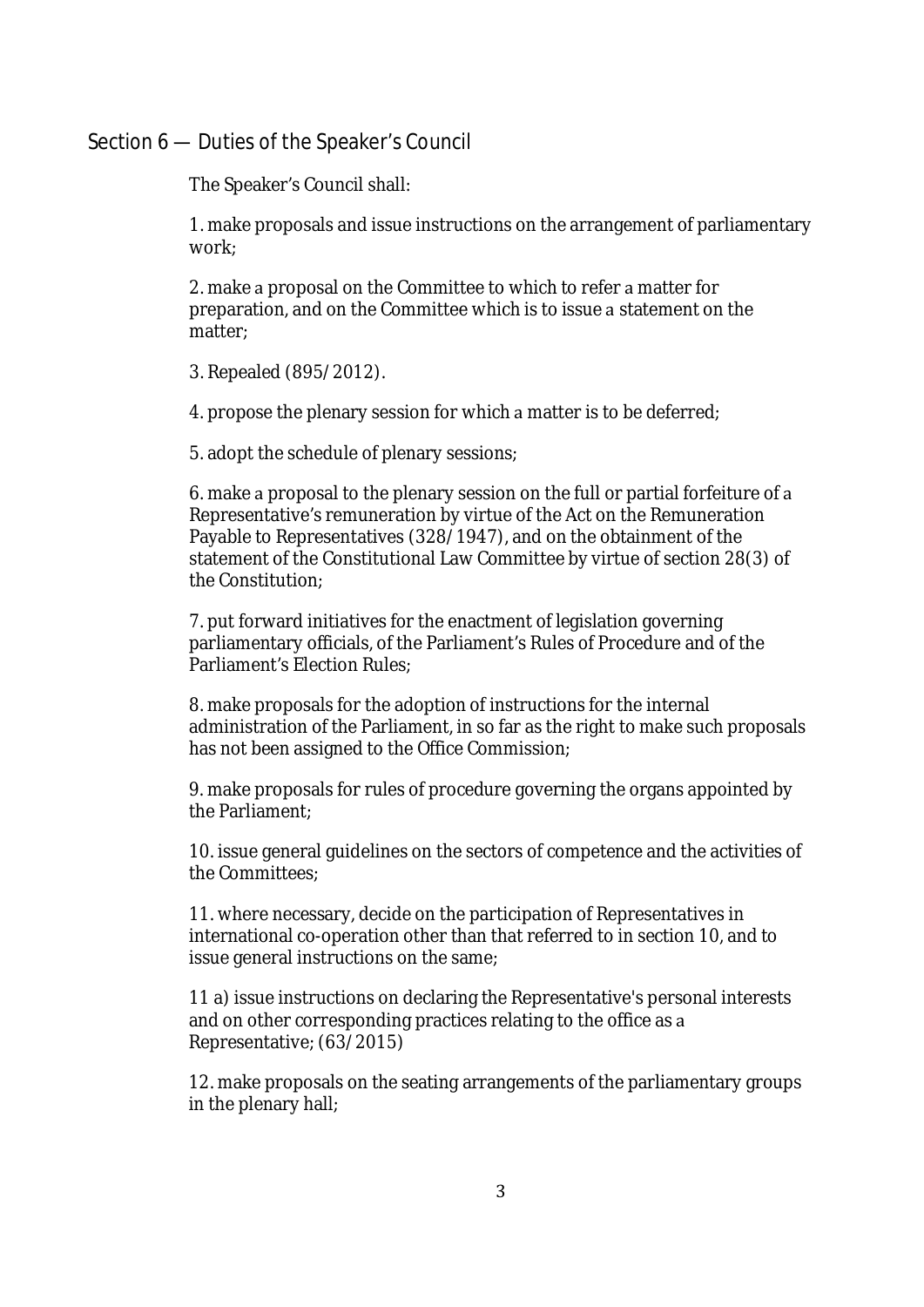## Section 6 — Duties of the Speaker's Council

The Speaker's Council shall:

1. make proposals and issue instructions on the arrangement of parliamentary work;

2. make a proposal on the Committee to which to refer a matter for preparation, and on the Committee which is to issue a statement on the matter;

3. Repealed (895/2012).

4. propose the plenary session for which a matter is to be deferred;

5. adopt the schedule of plenary sessions;

6. make a proposal to the plenary session on the full or partial forfeiture of a Representative's remuneration by virtue of the Act on the Remuneration Payable to Representatives (328/1947), and on the obtainment of the statement of the Constitutional Law Committee by virtue of section 28(3) of the Constitution;

7. put forward initiatives for the enactment of legislation governing parliamentary officials, of the Parliament's Rules of Procedure and of the Parliament's Election Rules;

8. make proposals for the adoption of instructions for the internal administration of the Parliament, in so far as the right to make such proposals has not been assigned to the Office Commission;

9. make proposals for rules of procedure governing the organs appointed by the Parliament;

10. issue general guidelines on the sectors of competence and the activities of the Committees;

11. where necessary, decide on the participation of Representatives in international co-operation other than that referred to in section 10, and to issue general instructions on the same;

11 a) issue instructions on declaring the Representative's personal interests and on other corresponding practices relating to the office as a Representative; (63/2015)

12. make proposals on the seating arrangements of the parliamentary groups in the plenary hall;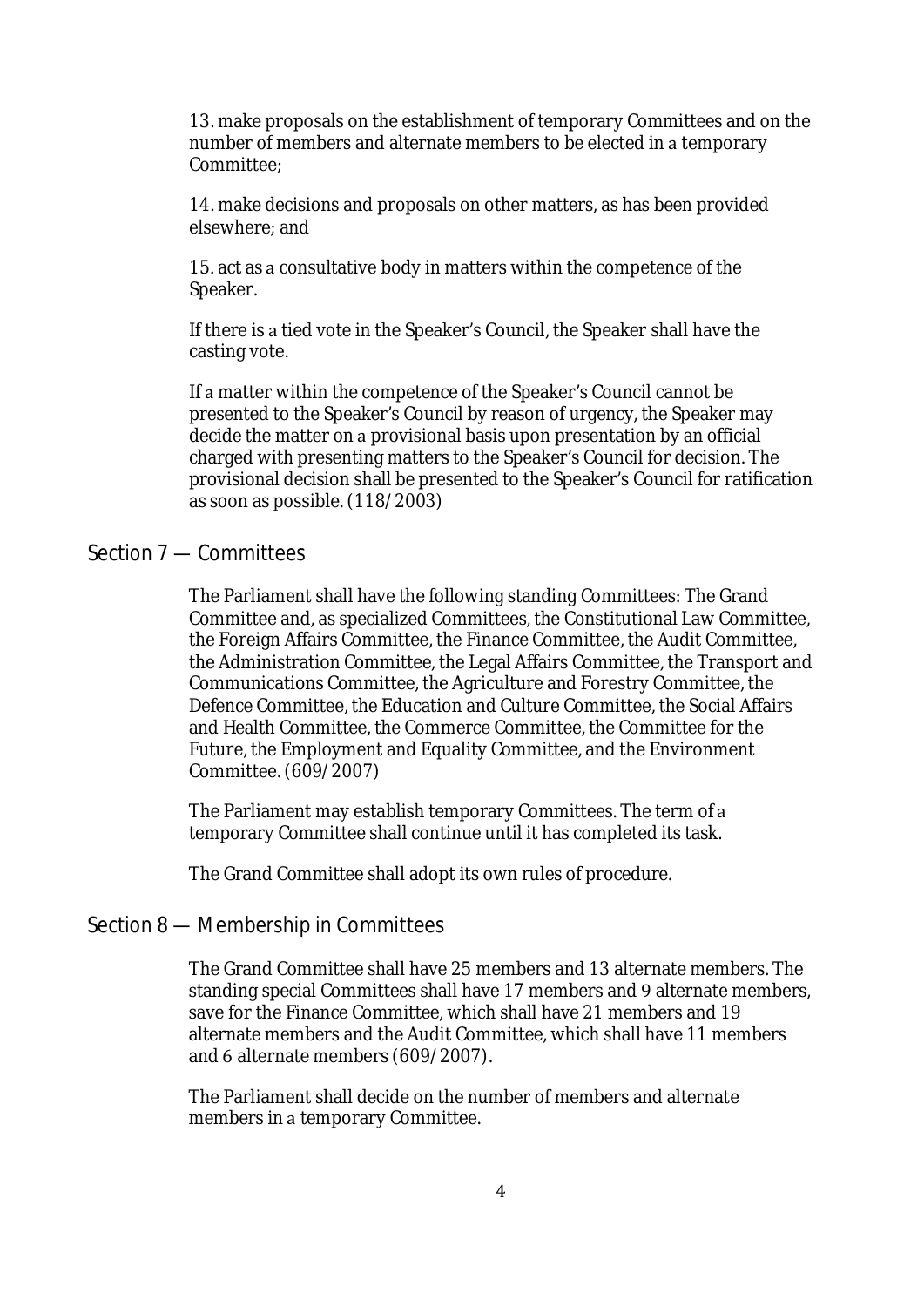13. make proposals on the establishment of temporary Committees and on the number of members and alternate members to be elected in a temporary Committee;

14. make decisions and proposals on other matters, as has been provided elsewhere; and

15. act as a consultative body in matters within the competence of the Speaker.

If there is a tied vote in the Speaker's Council, the Speaker shall have the casting vote.

If a matter within the competence of the Speaker's Council cannot be presented to the Speaker's Council by reason of urgency, the Speaker may decide the matter on a provisional basis upon presentation by an official charged with presenting matters to the Speaker's Council for decision. The provisional decision shall be presented to the Speaker's Council for ratification as soon as possible. (118/2003)

## Section 7 — Committees

The Parliament shall have the following standing Committees: The Grand Committee and, as specialized Committees, the Constitutional Law Committee, the Foreign Affairs Committee, the Finance Committee, the Audit Committee, the Administration Committee, the Legal Affairs Committee, the Transport and Communications Committee, the Agriculture and Forestry Committee, the Defence Committee, the Education and Culture Committee, the Social Affairs and Health Committee, the Commerce Committee, the Committee for the Future, the Employment and Equality Committee, and the Environment Committee. (609/2007)

The Parliament may establish temporary Committees. The term of a temporary Committee shall continue until it has completed its task.

The Grand Committee shall adopt its own rules of procedure.

## Section 8 — Membership in Committees

The Grand Committee shall have 25 members and 13 alternate members. The standing special Committees shall have 17 members and 9 alternate members, save for the Finance Committee, which shall have 21 members and 19 alternate members and the Audit Committee, which shall have 11 members and 6 alternate members (609/2007).

The Parliament shall decide on the number of members and alternate members in a temporary Committee.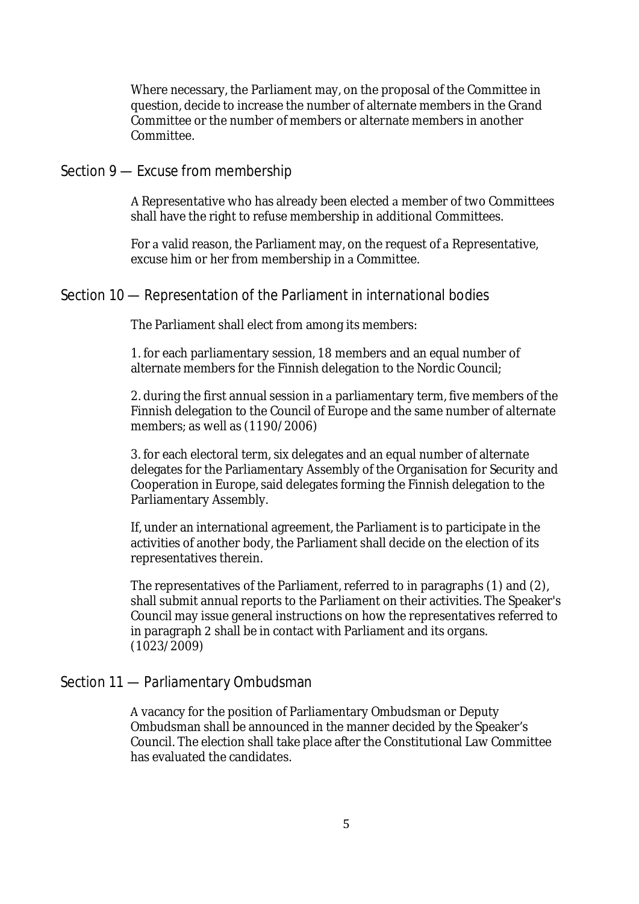Where necessary, the Parliament may, on the proposal of the Committee in question, decide to increase the number of alternate members in the Grand Committee or the number of members or alternate members in another Committee.

## Section 9 — Excuse from membership

A Representative who has already been elected a member of two Committees shall have the right to refuse membership in additional Committees.

For a valid reason, the Parliament may, on the request of a Representative, excuse him or her from membership in a Committee.

## Section 10 — Representation of the Parliament in international bodies

The Parliament shall elect from among its members:

1. for each parliamentary session, 18 members and an equal number of alternate members for the Finnish delegation to the Nordic Council;

2. during the first annual session in a parliamentary term, five members of the Finnish delegation to the Council of Europe and the same number of alternate members; as well as (1190/2006)

3. for each electoral term, six delegates and an equal number of alternate delegates for the Parliamentary Assembly of the Organisation for Security and Cooperation in Europe, said delegates forming the Finnish delegation to the Parliamentary Assembly.

If, under an international agreement, the Parliament is to participate in the activities of another body, the Parliament shall decide on the election of its representatives therein.

The representatives of the Parliament, referred to in paragraphs (1) and (2), shall submit annual reports to the Parliament on their activities. The Speaker's Council may issue general instructions on how the representatives referred to in paragraph 2 shall be in contact with Parliament and its organs. (1023/2009)

## Section 11 — Parliamentary Ombudsman

A vacancy for the position of Parliamentary Ombudsman or Deputy Ombudsman shall be announced in the manner decided by the Speaker's Council. The election shall take place after the Constitutional Law Committee has evaluated the candidates.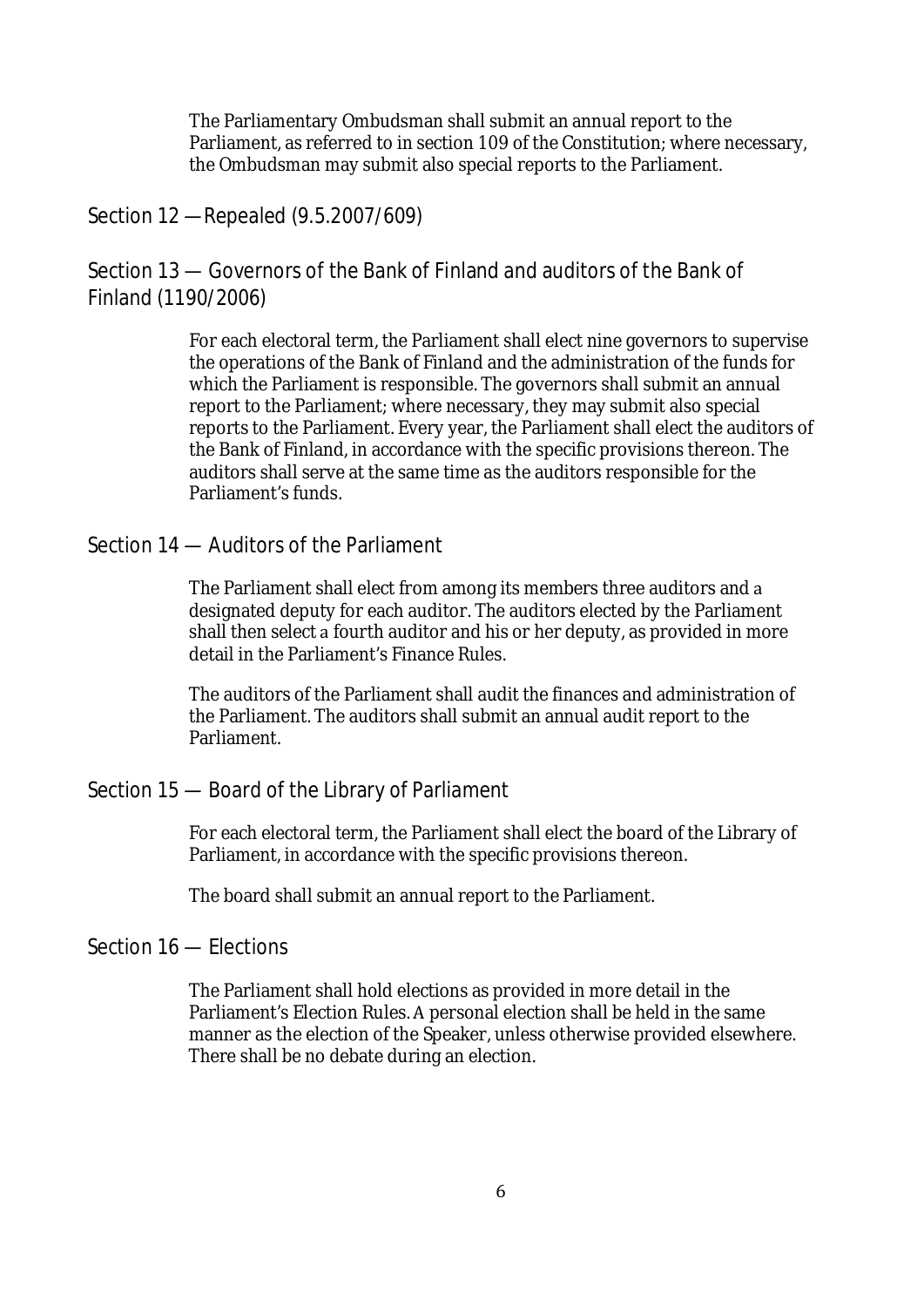The Parliamentary Ombudsman shall submit an annual report to the Parliament, as referred to in section 109 of the Constitution; where necessary, the Ombudsman may submit also special reports to the Parliament.

## Section 12 — Repealed (9.5.2007/609)

## Section 13 — Governors of the Bank of Finland and auditors of the Bank of Finland (1190/2006)

For each electoral term, the Parliament shall elect nine governors to supervise the operations of the Bank of Finland and the administration of the funds for which the Parliament is responsible. The governors shall submit an annual report to the Parliament; where necessary, they may submit also special reports to the Parliament. Every year, the Parliament shall elect the auditors of the Bank of Finland, in accordance with the specific provisions thereon. The auditors shall serve at the same time as the auditors responsible for the Parliament's funds.

## Section 14 — Auditors of the Parliament

The Parliament shall elect from among its members three auditors and a designated deputy for each auditor. The auditors elected by the Parliament shall then select a fourth auditor and his or her deputy, as provided in more detail in the Parliament's Finance Rules.

The auditors of the Parliament shall audit the finances and administration of the Parliament. The auditors shall submit an annual audit report to the Parliament.

## Section 15 — Board of the Library of Parliament

For each electoral term, the Parliament shall elect the board of the Library of Parliament, in accordance with the specific provisions thereon.

The board shall submit an annual report to the Parliament.

## Section 16 — Elections

The Parliament shall hold elections as provided in more detail in the Parliament's Election Rules. A personal election shall be held in the same manner as the election of the Speaker, unless otherwise provided elsewhere. There shall be no debate during an election.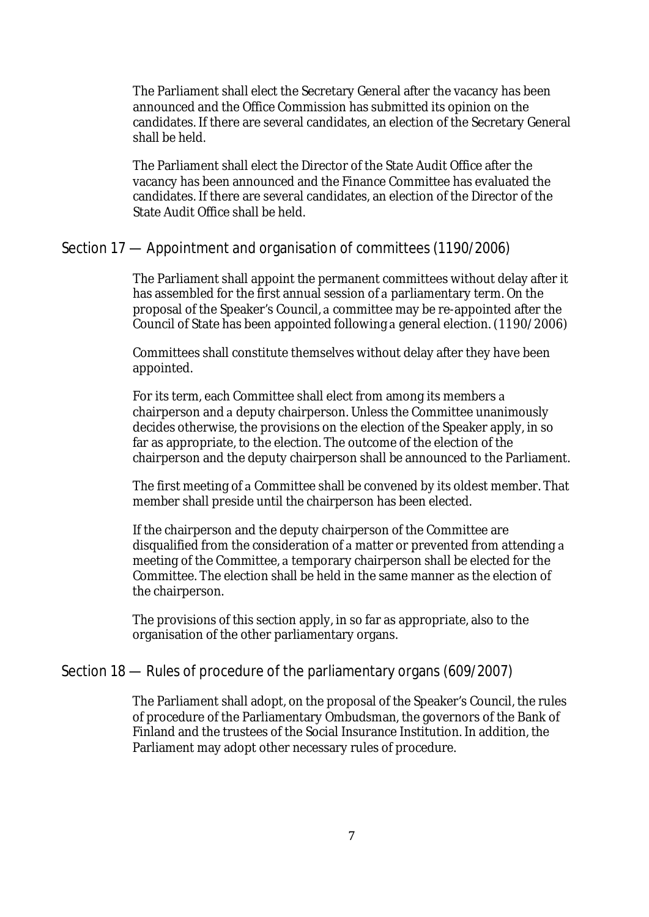The Parliament shall elect the Secretary General after the vacancy has been announced and the Office Commission has submitted its opinion on the candidates. If there are several candidates, an election of the Secretary General shall be held.

The Parliament shall elect the Director of the State Audit Office after the vacancy has been announced and the Finance Committee has evaluated the candidates. If there are several candidates, an election of the Director of the State Audit Office shall be held.

## Section 17 — Appointment and organisation of committees (1190/2006)

The Parliament shall appoint the permanent committees without delay after it has assembled for the first annual session of a parliamentary term. On the proposal of the Speaker's Council, a committee may be re-appointed after the Council of State has been appointed following a general election. (1190/2006)

Committees shall constitute themselves without delay after they have been appointed.

For its term, each Committee shall elect from among its members a chairperson and a deputy chairperson. Unless the Committee unanimously decides otherwise, the provisions on the election of the Speaker apply, in so far as appropriate, to the election. The outcome of the election of the chairperson and the deputy chairperson shall be announced to the Parliament.

The first meeting of a Committee shall be convened by its oldest member. That member shall preside until the chairperson has been elected.

If the chairperson and the deputy chairperson of the Committee are disqualified from the consideration of a matter or prevented from attending a meeting of the Committee, a temporary chairperson shall be elected for the Committee. The election shall be held in the same manner as the election of the chairperson.

The provisions of this section apply, in so far as appropriate, also to the organisation of the other parliamentary organs.

## Section 18 — Rules of procedure of the parliamentary organs (609/2007)

The Parliament shall adopt, on the proposal of the Speaker's Council, the rules of procedure of the Parliamentary Ombudsman, the governors of the Bank of Finland and the trustees of the Social Insurance Institution. In addition, the Parliament may adopt other necessary rules of procedure.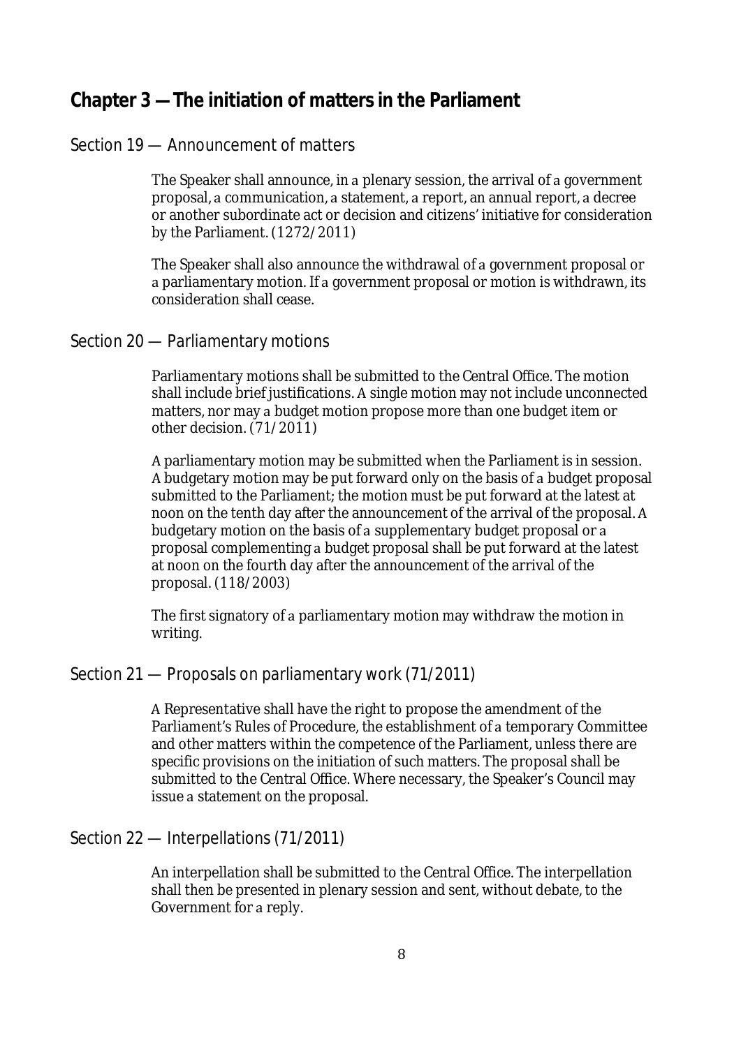## Chapter 3 — The initiation of matters in the Parliament

### Section 19 — Announcement of matters

The Speaker shall announce, in a plenary session, the arrival of a government proposal, a communication, a statement, a report, an annual report, a decree or another subordinate act or decision and citizens' initiative for consideration by the Parliament. (1272/2011)

The Speaker shall also announce the withdrawal of a government proposal or a parliamentary motion. If a government proposal or motion is withdrawn, its consideration shall cease.

### Section 20 — Parliamentary motions

Parliamentary motions shall be submitted to the Central Office. The motion shall include brief justifications. A single motion may not include unconnected matters, nor may a budget motion propose more than one budget item or other decision. (71/2011)

A parliamentary motion may be submitted when the Parliament is in session. A budgetary motion may be put forward only on the basis of a budget proposal submitted to the Parliament; the motion must be put forward at the latest at noon on the tenth day after the announcement of the arrival of the proposal. A budgetary motion on the basis of a supplementary budget proposal or a proposal complementing a budget proposal shall be put forward at the latest at noon on the fourth day after the announcement of the arrival of the proposal. (118/2003)

The first signatory of a parliamentary motion may withdraw the motion in writing.

### Section 21 — Proposals on parliamentary work (71/2011)

A Representative shall have the right to propose the amendment of the Parliament's Rules of Procedure, the establishment of a temporary Committee and other matters within the competence of the Parliament, unless there are specific provisions on the initiation of such matters. The proposal shall be submitted to the Central Office. Where necessary, the Speaker's Council may issue a statement on the proposal.

### Section 22 — Interpellations (71/2011)

An interpellation shall be submitted to the Central Office. The interpellation shall then be presented in plenary session and sent, without debate, to the Government for a reply.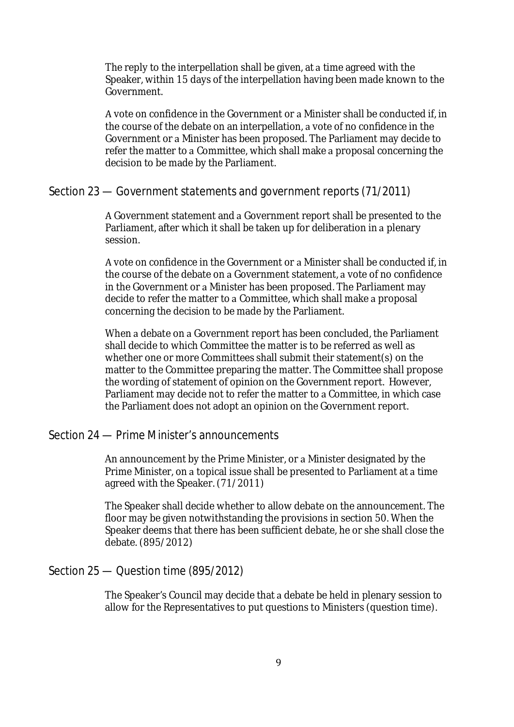The reply to the interpellation shall be given, at a time agreed with the Speaker, within 15 days of the interpellation having been made known to the Government.

A vote on confidence in the Government or a Minister shall be conducted if, in the course of the debate on an interpellation, a vote of no confidence in the Government or a Minister has been proposed. The Parliament may decide to refer the matter to a Committee, which shall make a proposal concerning the decision to be made by the Parliament.

## Section 23 — Government statements and government reports (71/2011)

A Government statement and a Government report shall be presented to the Parliament, after which it shall be taken up for deliberation in a plenary session.

A vote on confidence in the Government or a Minister shall be conducted if, in the course of the debate on a Government statement, a vote of no confidence in the Government or a Minister has been proposed. The Parliament may decide to refer the matter to a Committee, which shall make a proposal concerning the decision to be made by the Parliament.

When a debate on a Government report has been concluded, the Parliament shall decide to which Committee the matter is to be referred as well as whether one or more Committees shall submit their statement(s) on the matter to the Committee preparing the matter. The Committee shall propose the wording of statement of opinion on the Government report. However, Parliament may decide not to refer the matter to a Committee, in which case the Parliament does not adopt an opinion on the Government report.

## Section 24 — Prime Minister's announcements

An announcement by the Prime Minister, or a Minister designated by the Prime Minister, on a topical issue shall be presented to Parliament at a time agreed with the Speaker. (71/2011)

The Speaker shall decide whether to allow debate on the announcement. The floor may be given notwithstanding the provisions in section 50. When the Speaker deems that there has been sufficient debate, he or she shall close the debate. (895/2012)

## Section 25 — Question time (895/2012)

The Speaker's Council may decide that a debate be held in plenary session to allow for the Representatives to put questions to Ministers (question time).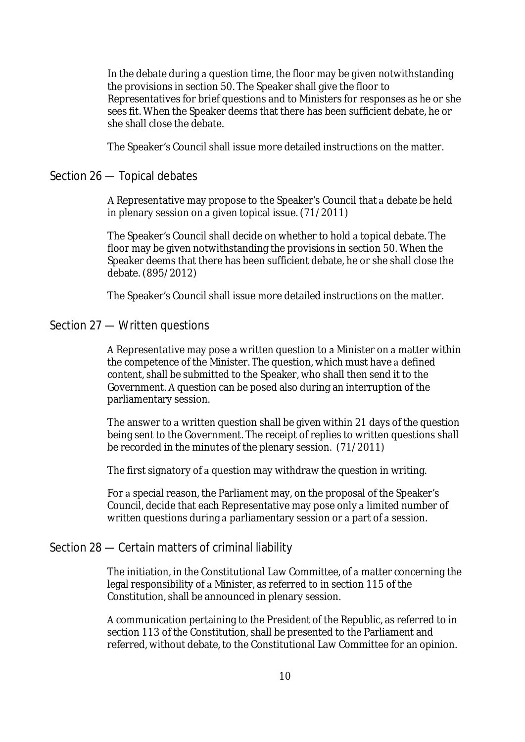In the debate during a question time, the floor may be given notwithstanding the provisions in section 50. The Speaker shall give the floor to Representatives for brief questions and to Ministers for responses as he or she sees fit. When the Speaker deems that there has been sufficient debate, he or she shall close the debate.

The Speaker's Council shall issue more detailed instructions on the matter.

## Section 26 — Topical debates

A Representative may propose to the Speaker's Council that a debate be held in plenary session on a given topical issue. (71/2011)

The Speaker's Council shall decide on whether to hold a topical debate. The floor may be given notwithstanding the provisions in section 50. When the Speaker deems that there has been sufficient debate, he or she shall close the debate. (895/2012)

The Speaker's Council shall issue more detailed instructions on the matter.

## Section 27 — Written questions

A Representative may pose a written question to a Minister on a matter within the competence of the Minister. The question, which must have a defined content, shall be submitted to the Speaker, who shall then send it to the Government. A question can be posed also during an interruption of the parliamentary session.

The answer to a written question shall be given within 21 days of the question being sent to the Government. The receipt of replies to written questions shall be recorded in the minutes of the plenary session. (71/2011)

The first signatory of a question may withdraw the question in writing.

For a special reason, the Parliament may, on the proposal of the Speaker's Council, decide that each Representative may pose only a limited number of written questions during a parliamentary session or a part of a session.

## Section 28 — Certain matters of criminal liability

The initiation, in the Constitutional Law Committee, of a matter concerning the legal responsibility of a Minister, as referred to in section 115 of the Constitution, shall be announced in plenary session.

A communication pertaining to the President of the Republic, as referred to in section 113 of the Constitution, shall be presented to the Parliament and referred, without debate, to the Constitutional Law Committee for an opinion.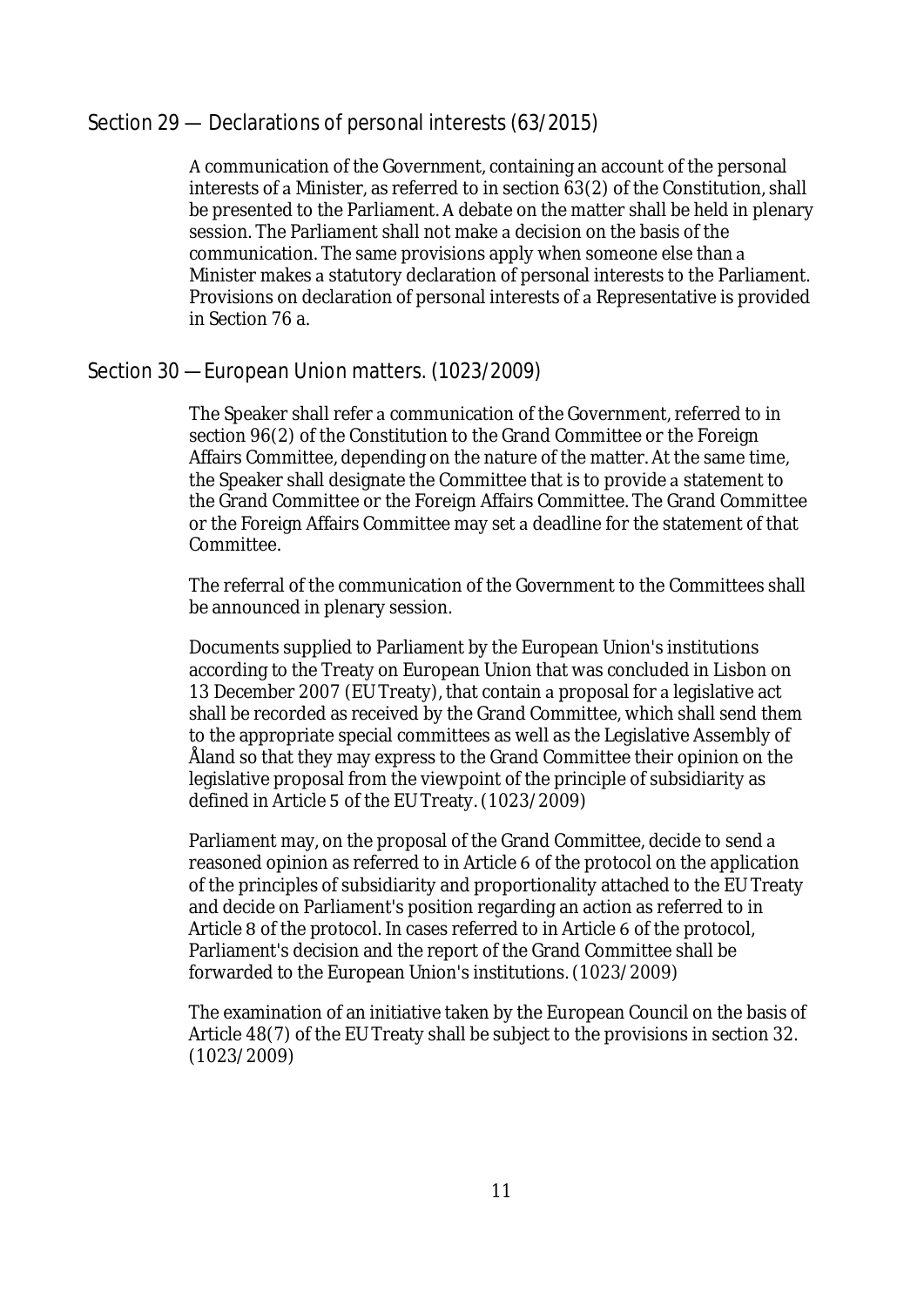## Section 29 — Declarations of personal interests (63/2015)

A communication of the Government, containing an account of the personal interests of a Minister, as referred to in section 63(2) of the Constitution, shall be presented to the Parliament. A debate on the matter shall be held in plenary session. The Parliament shall not make a decision on the basis of the communication. The same provisions apply when someone else than a Minister makes a statutory declaration of personal interests to the Parliament. Provisions on declaration of personal interests of a Representative is provided in Section 76 a.

## Section 30 — European Union matters. (1023/2009)

The Speaker shall refer a communication of the Government, referred to in section 96(2) of the Constitution to the Grand Committee or the Foreign Affairs Committee, depending on the nature of the matter. At the same time, the Speaker shall designate the Committee that is to provide a statement to the Grand Committee or the Foreign Affairs Committee. The Grand Committee or the Foreign Affairs Committee may set a deadline for the statement of that Committee.

The referral of the communication of the Government to the Committees shall be announced in plenary session.

Documents supplied to Parliament by the European Union's institutions according to the Treaty on European Union that was concluded in Lisbon on 13 December 2007 (EU Treaty), that contain a proposal for a legislative act shall be recorded as received by the Grand Committee, which shall send them to the appropriate special committees as well as the Legislative Assembly of Åland so that they may express to the Grand Committee their opinion on the legislative proposal from the viewpoint of the principle of subsidiarity as defined in Article 5 of the EU Treaty. (1023/2009)

Parliament may, on the proposal of the Grand Committee, decide to send a reasoned opinion as referred to in Article 6 of the protocol on the application of the principles of subsidiarity and proportionality attached to the EU Treaty and decide on Parliament's position regarding an action as referred to in Article 8 of the protocol. In cases referred to in Article 6 of the protocol, Parliament's decision and the report of the Grand Committee shall be forwarded to the European Union's institutions. (1023/2009)

The examination of an initiative taken by the European Council on the basis of Article 48(7) of the EU Treaty shall be subject to the provisions in section 32. (1023/2009)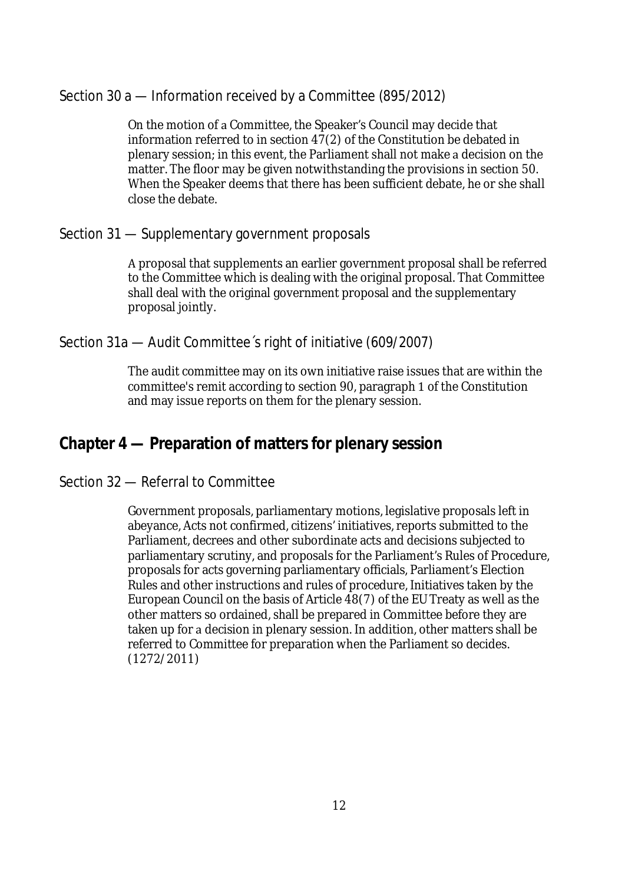### Section 30 a — Information received by a Committee (895/2012)

On the motion of a Committee, the Speaker's Council may decide that information referred to in section 47(2) of the Constitution be debated in plenary session; in this event, the Parliament shall not make a decision on the matter. The floor may be given notwithstanding the provisions in section 50. When the Speaker deems that there has been sufficient debate, he or she shall close the debate.

### Section 31 — Supplementary government proposals

A proposal that supplements an earlier government proposal shall be referred to the Committee which is dealing with the original proposal. That Committee shall deal with the original government proposal and the supplementary proposal jointly.

### Section 31a — Audit Committee´s right of initiative (609/2007)

The audit committee may on its own initiative raise issues that are within the committee's remit according to section 90, paragraph 1 of the Constitution and may issue reports on them for the plenary session.

## Chapter 4 — Preparation of matters for plenary session

### Section 32 — Referral to Committee

Government proposals, parliamentary motions, legislative proposals left in abeyance, Acts not confirmed, citizens' initiatives, reports submitted to the Parliament, decrees and other subordinate acts and decisions subjected to parliamentary scrutiny, and proposals for the Parliament's Rules of Procedure, proposals for acts governing parliamentary officials, Parliament's Election Rules and other instructions and rules of procedure, Initiatives taken by the European Council on the basis of Article 48(7) of the EU Treaty as well as the other matters so ordained, shall be prepared in Committee before they are taken up for a decision in plenary session. In addition, other matters shall be referred to Committee for preparation when the Parliament so decides. (1272/2011)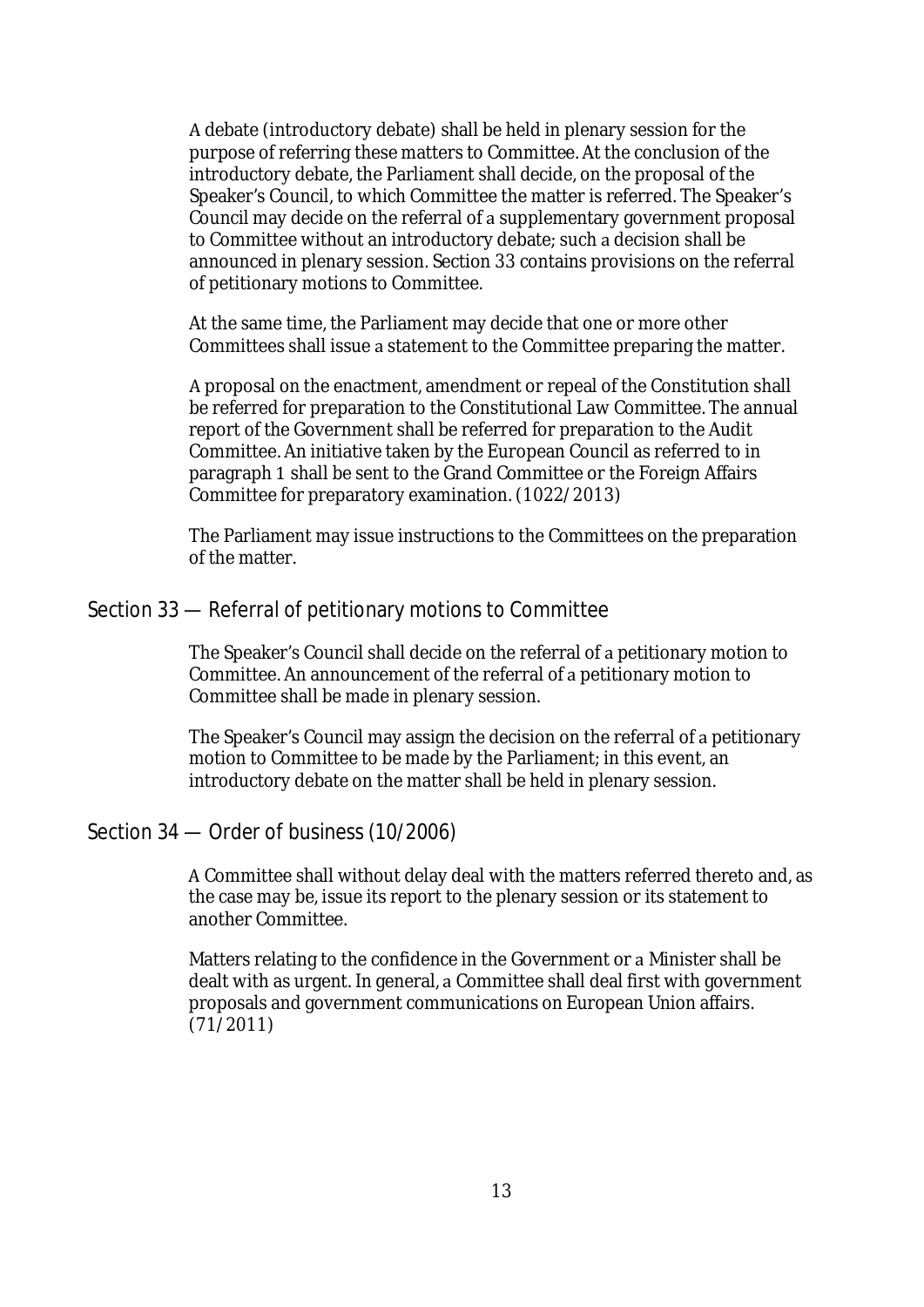A debate (introductory debate) shall be held in plenary session for the purpose of referring these matters to Committee. At the conclusion of the introductory debate, the Parliament shall decide, on the proposal of the Speaker's Council, to which Committee the matter is referred. The Speaker's Council may decide on the referral of a supplementary government proposal to Committee without an introductory debate; such a decision shall be announced in plenary session. Section 33 contains provisions on the referral of petitionary motions to Committee.

At the same time, the Parliament may decide that one or more other Committees shall issue a statement to the Committee preparing the matter.

A proposal on the enactment, amendment or repeal of the Constitution shall be referred for preparation to the Constitutional Law Committee. The annual report of the Government shall be referred for preparation to the Audit Committee. An initiative taken by the European Council as referred to in paragraph 1 shall be sent to the Grand Committee or the Foreign Affairs Committee for preparatory examination. (1022/2013)

The Parliament may issue instructions to the Committees on the preparation of the matter.

## Section 33 — Referral of petitionary motions to Committee

The Speaker's Council shall decide on the referral of a petitionary motion to Committee. An announcement of the referral of a petitionary motion to Committee shall be made in plenary session.

The Speaker's Council may assign the decision on the referral of a petitionary motion to Committee to be made by the Parliament; in this event, an introductory debate on the matter shall be held in plenary session.

## Section 34 — Order of business (10/2006)

A Committee shall without delay deal with the matters referred thereto and, as the case may be, issue its report to the plenary session or its statement to another Committee.

Matters relating to the confidence in the Government or a Minister shall be dealt with as urgent. In general, a Committee shall deal first with government proposals and government communications on European Union affairs. (71/2011)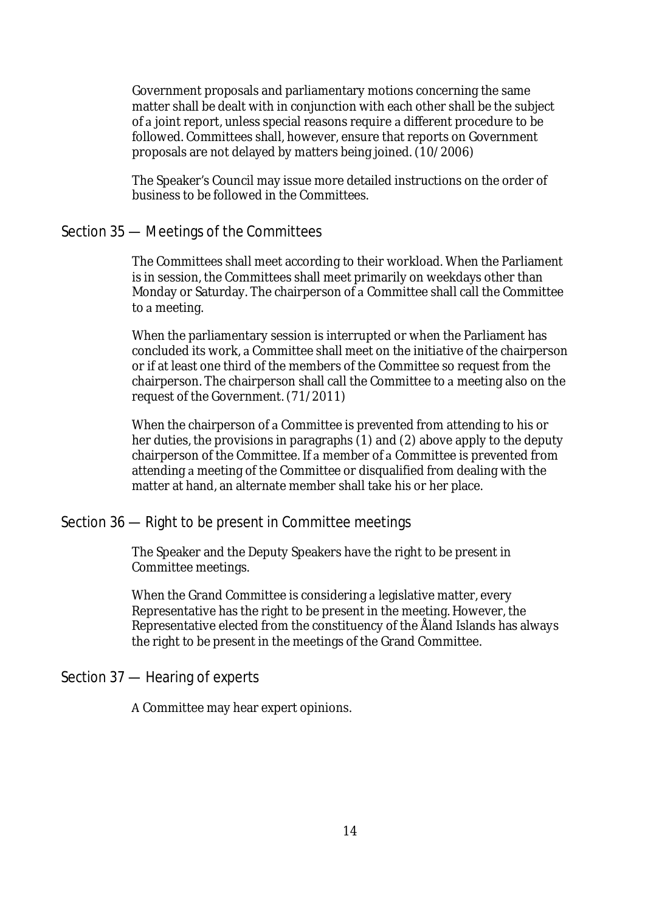Government proposals and parliamentary motions concerning the same matter shall be dealt with in conjunction with each other shall be the subject of a joint report, unless special reasons require a different procedure to be followed. Committees shall, however, ensure that reports on Government proposals are not delayed by matters being joined. (10/2006)

The Speaker's Council may issue more detailed instructions on the order of business to be followed in the Committees.

## Section 35 — Meetings of the Committees

The Committees shall meet according to their workload. When the Parliament is in session, the Committees shall meet primarily on weekdays other than Monday or Saturday. The chairperson of a Committee shall call the Committee to a meeting.

When the parliamentary session is interrupted or when the Parliament has concluded its work, a Committee shall meet on the initiative of the chairperson or if at least one third of the members of the Committee so request from the chairperson. The chairperson shall call the Committee to a meeting also on the request of the Government. (71/2011)

When the chairperson of a Committee is prevented from attending to his or her duties, the provisions in paragraphs (1) and (2) above apply to the deputy chairperson of the Committee. If a member of a Committee is prevented from attending a meeting of the Committee or disqualified from dealing with the matter at hand, an alternate member shall take his or her place.

## Section 36 — Right to be present in Committee meetings

The Speaker and the Deputy Speakers have the right to be present in Committee meetings.

When the Grand Committee is considering a legislative matter, every Representative has the right to be present in the meeting. However, the Representative elected from the constituency of the Åland Islands has always the right to be present in the meetings of the Grand Committee.

## Section 37 — Hearing of experts

A Committee may hear expert opinions.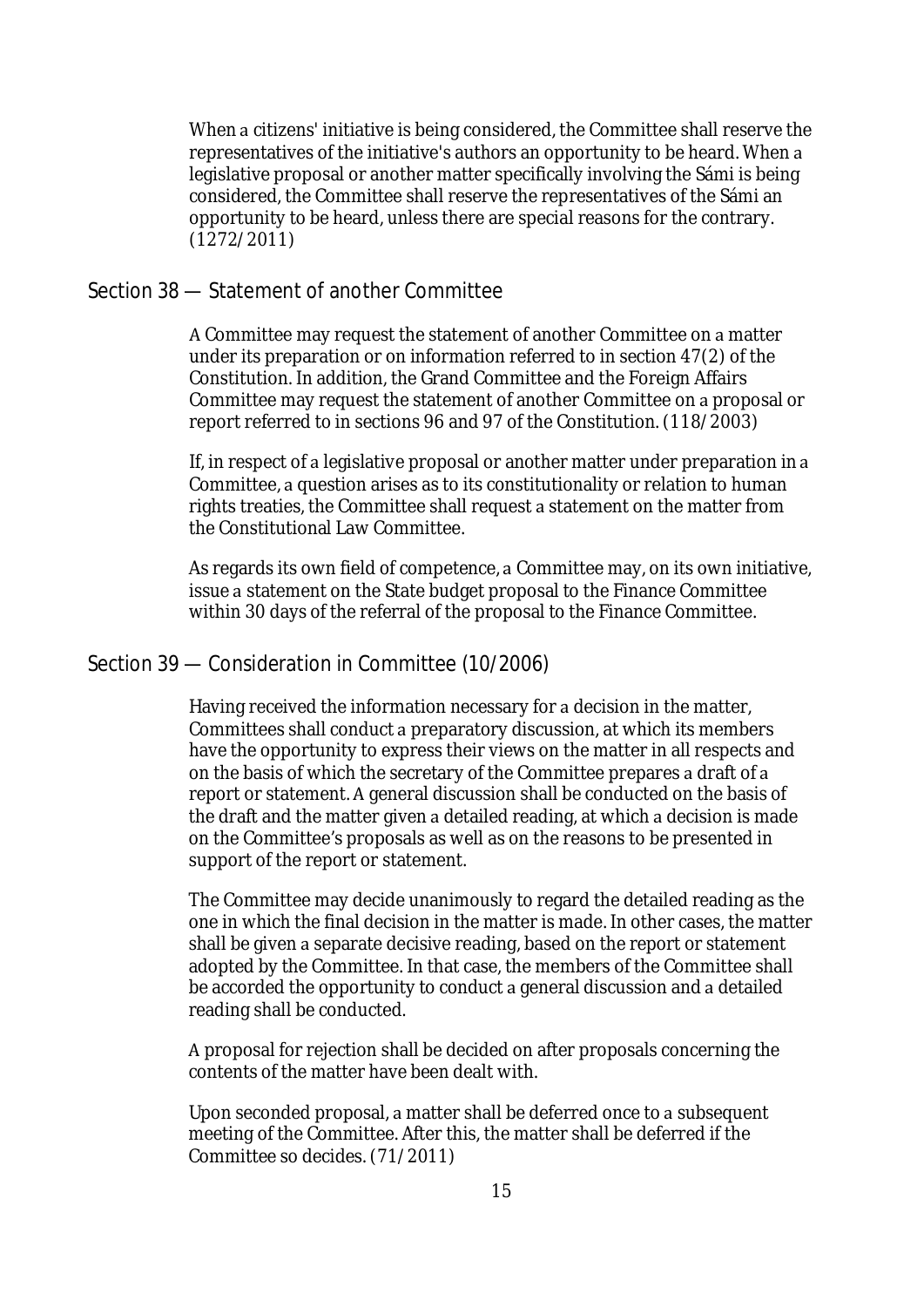When a citizens' initiative is being considered, the Committee shall reserve the representatives of the initiative's authors an opportunity to be heard. When a legislative proposal or another matter specifically involving the Sámi is being considered, the Committee shall reserve the representatives of the Sámi an opportunity to be heard, unless there are special reasons for the contrary. (1272/2011)

## Section 38 — Statement of another Committee

A Committee may request the statement of another Committee on a matter under its preparation or on information referred to in section 47(2) of the Constitution. In addition, the Grand Committee and the Foreign Affairs Committee may request the statement of another Committee on a proposal or report referred to in sections 96 and 97 of the Constitution. (118/2003)

If, in respect of a legislative proposal or another matter under preparation in a Committee, a question arises as to its constitutionality or relation to human rights treaties, the Committee shall request a statement on the matter from the Constitutional Law Committee.

As regards its own field of competence, a Committee may, on its own initiative, issue a statement on the State budget proposal to the Finance Committee within 30 days of the referral of the proposal to the Finance Committee.

## Section 39 — Consideration in Committee (10/2006)

Having received the information necessary for a decision in the matter, Committees shall conduct a preparatory discussion, at which its members have the opportunity to express their views on the matter in all respects and on the basis of which the secretary of the Committee prepares a draft of a report or statement. A general discussion shall be conducted on the basis of the draft and the matter given a detailed reading, at which a decision is made on the Committee's proposals as well as on the reasons to be presented in support of the report or statement.

The Committee may decide unanimously to regard the detailed reading as the one in which the final decision in the matter is made. In other cases, the matter shall be given a separate decisive reading, based on the report or statement adopted by the Committee. In that case, the members of the Committee shall be accorded the opportunity to conduct a general discussion and a detailed reading shall be conducted.

A proposal for rejection shall be decided on after proposals concerning the contents of the matter have been dealt with.

Upon seconded proposal, a matter shall be deferred once to a subsequent meeting of the Committee. After this, the matter shall be deferred if the Committee so decides. (71/2011)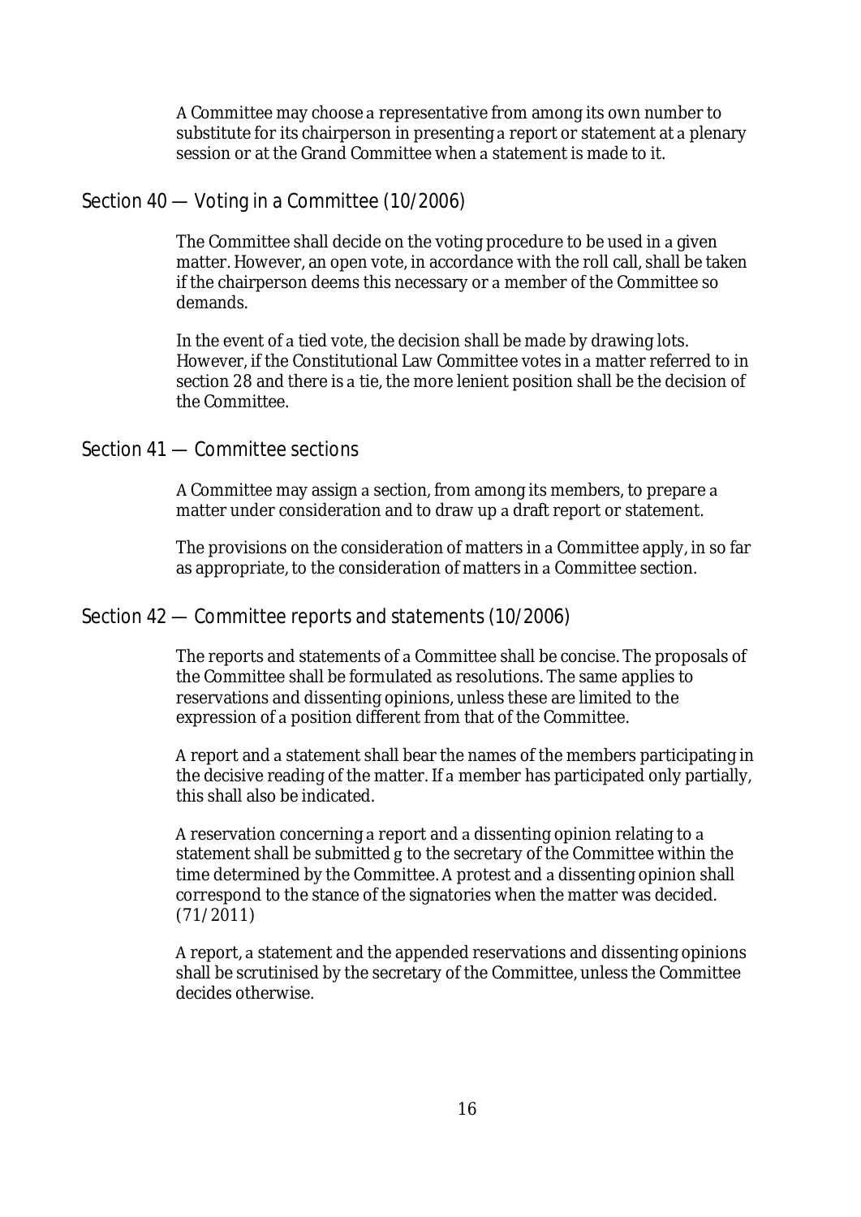A Committee may choose a representative from among its own number to substitute for its chairperson in presenting a report or statement at a plenary session or at the Grand Committee when a statement is made to it.

## Section 40 — Voting in a Committee (10/2006)

The Committee shall decide on the voting procedure to be used in a given matter. However, an open vote, in accordance with the roll call, shall be taken if the chairperson deems this necessary or a member of the Committee so demands.

In the event of a tied vote, the decision shall be made by drawing lots. However, if the Constitutional Law Committee votes in a matter referred to in section 28 and there is a tie, the more lenient position shall be the decision of the Committee.

## Section 41 — Committee sections

A Committee may assign a section, from among its members, to prepare a matter under consideration and to draw up a draft report or statement.

The provisions on the consideration of matters in a Committee apply, in so far as appropriate, to the consideration of matters in a Committee section.

## Section 42 — Committee reports and statements (10/2006)

The reports and statements of a Committee shall be concise. The proposals of the Committee shall be formulated as resolutions. The same applies to reservations and dissenting opinions, unless these are limited to the expression of a position different from that of the Committee.

A report and a statement shall bear the names of the members participating in the decisive reading of the matter. If a member has participated only partially, this shall also be indicated.

A reservation concerning a report and a dissenting opinion relating to a statement shall be submitted g to the secretary of the Committee within the time determined by the Committee. A protest and a dissenting opinion shall correspond to the stance of the signatories when the matter was decided. (71/2011)

A report, a statement and the appended reservations and dissenting opinions shall be scrutinised by the secretary of the Committee, unless the Committee decides otherwise.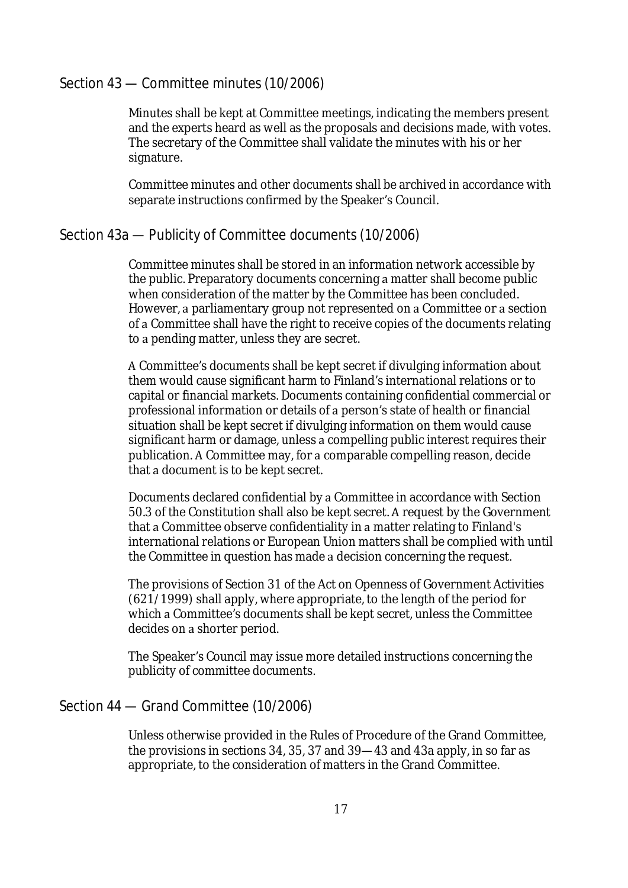## Section 43 — Committee minutes (10/2006)

Minutes shall be kept at Committee meetings, indicating the members present and the experts heard as well as the proposals and decisions made, with votes. The secretary of the Committee shall validate the minutes with his or her signature.

Committee minutes and other documents shall be archived in accordance with separate instructions confirmed by the Speaker's Council.

## Section 43a — Publicity of Committee documents (10/2006)

Committee minutes shall be stored in an information network accessible by the public. Preparatory documents concerning a matter shall become public when consideration of the matter by the Committee has been concluded. However, a parliamentary group not represented on a Committee or a section of a Committee shall have the right to receive copies of the documents relating to a pending matter, unless they are secret.

A Committee's documents shall be kept secret if divulging information about them would cause significant harm to Finland's international relations or to capital or financial markets. Documents containing confidential commercial or professional information or details of a person's state of health or financial situation shall be kept secret if divulging information on them would cause significant harm or damage, unless a compelling public interest requires their publication. A Committee may, for a comparable compelling reason, decide that a document is to be kept secret.

Documents declared confidential by a Committee in accordance with Section 50.3 of the Constitution shall also be kept secret. A request by the Government that a Committee observe confidentiality in a matter relating to Finland's international relations or European Union matters shall be complied with until the Committee in question has made a decision concerning the request.

The provisions of Section 31 of the Act on Openness of Government Activities (621/1999) shall apply, where appropriate, to the length of the period for which a Committee's documents shall be kept secret, unless the Committee decides on a shorter period.

The Speaker's Council may issue more detailed instructions concerning the publicity of committee documents.

## Section 44 — Grand Committee (10/2006)

Unless otherwise provided in the Rules of Procedure of the Grand Committee, the provisions in sections 34, 35, 37 and 39—43 and 43a apply, in so far as appropriate, to the consideration of matters in the Grand Committee.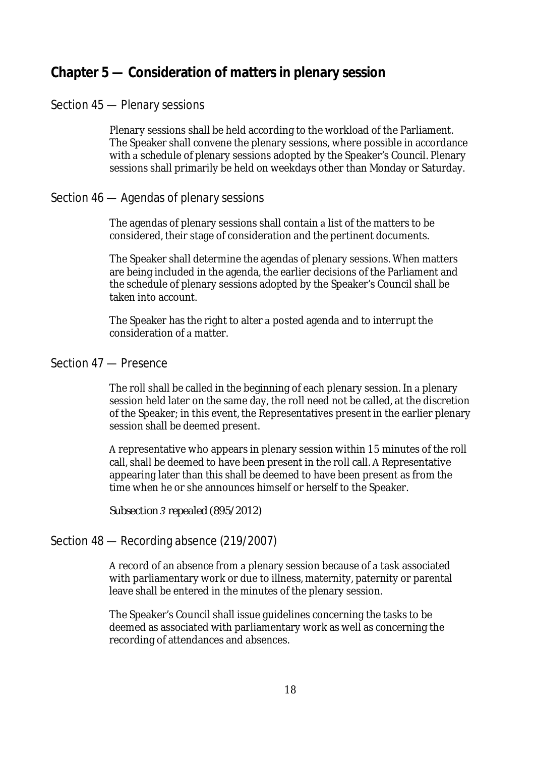## Chapter 5 — Consideration of matters in plenary session

### Section 45 — Plenary sessions

Plenary sessions shall be held according to the workload of the Parliament. The Speaker shall convene the plenary sessions, where possible in accordance with a schedule of plenary sessions adopted by the Speaker's Council. Plenary sessions shall primarily be held on weekdays other than Monday or Saturday.

### Section 46 — Agendas of plenary sessions

The agendas of plenary sessions shall contain a list of the matters to be considered, their stage of consideration and the pertinent documents.

The Speaker shall determine the agendas of plenary sessions. When matters are being included in the agenda, the earlier decisions of the Parliament and the schedule of plenary sessions adopted by the Speaker's Council shall be taken into account.

The Speaker has the right to alter a posted agenda and to interrupt the consideration of a matter.

### Section 47 — Presence

The roll shall be called in the beginning of each plenary session. In a plenary session held later on the same day, the roll need not be called, at the discretion of the Speaker; in this event, the Representatives present in the earlier plenary session shall be deemed present.

A representative who appears in plenary session within 15 minutes of the roll call, shall be deemed to have been present in the roll call. A Representative appearing later than this shall be deemed to have been present as from the time when he or she announces himself or herself to the Speaker.

*Subsection 3 repealed (895/2012)*

### Section 48 — Recording absence (219/2007)

A record of an absence from a plenary session because of a task associated with parliamentary work or due to illness, maternity, paternity or parental leave shall be entered in the minutes of the plenary session.

The Speaker's Council shall issue guidelines concerning the tasks to be deemed as associated with parliamentary work as well as concerning the recording of attendances and absences.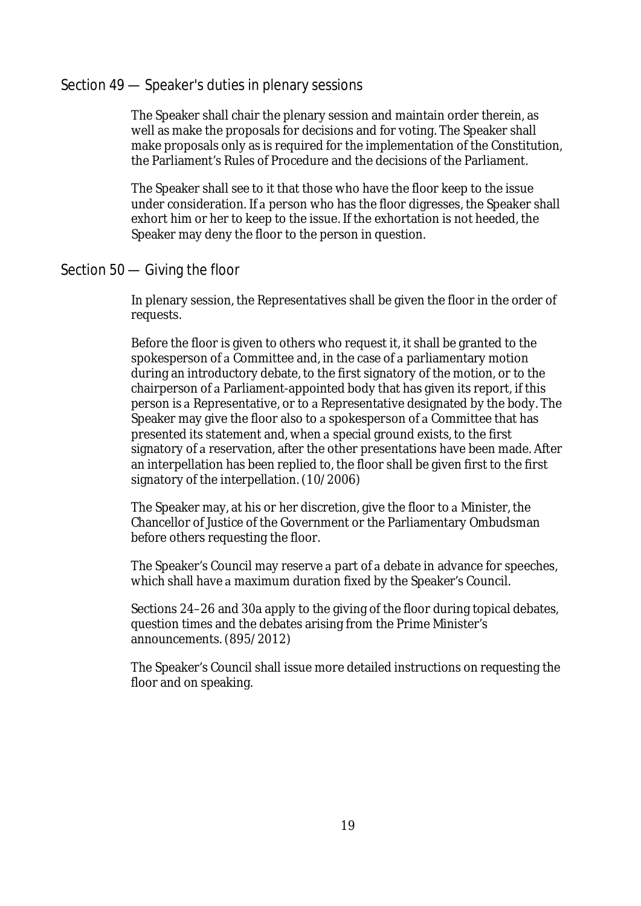## Section 49 — Speaker's duties in plenary sessions

The Speaker shall chair the plenary session and maintain order therein, as well as make the proposals for decisions and for voting. The Speaker shall make proposals only as is required for the implementation of the Constitution, the Parliament's Rules of Procedure and the decisions of the Parliament.

The Speaker shall see to it that those who have the floor keep to the issue under consideration. If a person who has the floor digresses, the Speaker shall exhort him or her to keep to the issue. If the exhortation is not heeded, the Speaker may deny the floor to the person in question.

## Section 50 — Giving the floor

In plenary session, the Representatives shall be given the floor in the order of requests.

Before the floor is given to others who request it, it shall be granted to the spokesperson of a Committee and, in the case of a parliamentary motion during an introductory debate, to the first signatory of the motion, or to the chairperson of a Parliament-appointed body that has given its report, if this person is a Representative, or to a Representative designated by the body. The Speaker may give the floor also to a spokesperson of a Committee that has presented its statement and, when a special ground exists, to the first signatory of a reservation, after the other presentations have been made. After an interpellation has been replied to, the floor shall be given first to the first signatory of the interpellation. (10/2006)

The Speaker may, at his or her discretion, give the floor to a Minister, the Chancellor of Justice of the Government or the Parliamentary Ombudsman before others requesting the floor.

The Speaker's Council may reserve a part of a debate in advance for speeches, which shall have a maximum duration fixed by the Speaker's Council.

Sections 24–26 and 30a apply to the giving of the floor during topical debates, question times and the debates arising from the Prime Minister's announcements. (895/2012)

The Speaker's Council shall issue more detailed instructions on requesting the floor and on speaking.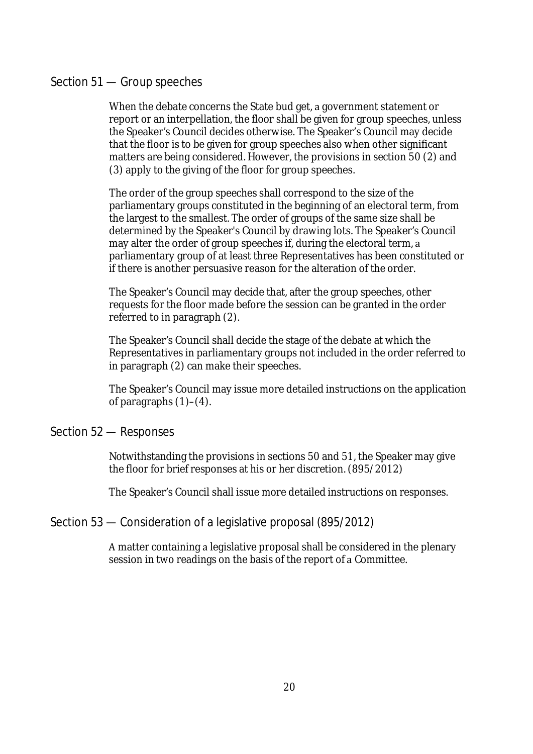## Section 51 — Group speeches

When the debate concerns the State bud get, a government statement or report or an interpellation, the floor shall be given for group speeches, unless the Speaker's Council decides otherwise. The Speaker's Council may decide that the floor is to be given for group speeches also when other significant matters are being considered. However, the provisions in section 50 (2) and (3) apply to the giving of the floor for group speeches.

The order of the group speeches shall correspond to the size of the parliamentary groups constituted in the beginning of an electoral term, from the largest to the smallest. The order of groups of the same size shall be determined by the Speaker's Council by drawing lots. The Speaker's Council may alter the order of group speeches if, during the electoral term, a parliamentary group of at least three Representatives has been constituted or if there is another persuasive reason for the alteration of the order.

The Speaker's Council may decide that, after the group speeches, other requests for the floor made before the session can be granted in the order referred to in paragraph (2).

The Speaker's Council shall decide the stage of the debate at which the Representatives in parliamentary groups not included in the order referred to in paragraph (2) can make their speeches.

The Speaker's Council may issue more detailed instructions on the application of paragraphs (1)–(4).

## Section 52 — Responses

Notwithstanding the provisions in sections 50 and 51, the Speaker may give the floor for brief responses at his or her discretion. (895/2012)

The Speaker's Council shall issue more detailed instructions on responses.

## Section 53 — Consideration of a legislative proposal (895/2012)

A matter containing a legislative proposal shall be considered in the plenary session in two readings on the basis of the report of a Committee.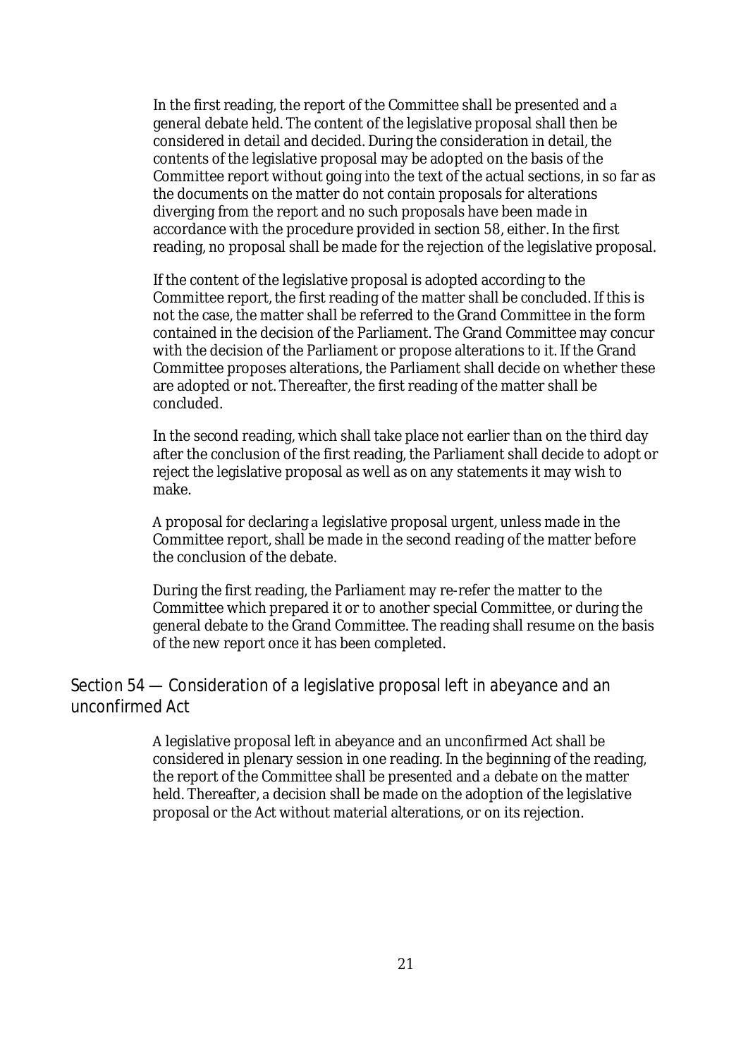In the first reading, the report of the Committee shall be presented and a general debate held. The content of the legislative proposal shall then be considered in detail and decided. During the consideration in detail, the contents of the legislative proposal may be adopted on the basis of the Committee report without going into the text of the actual sections, in so far as the documents on the matter do not contain proposals for alterations diverging from the report and no such proposals have been made in accordance with the procedure provided in section 58, either. In the first reading, no proposal shall be made for the rejection of the legislative proposal.

If the content of the legislative proposal is adopted according to the Committee report, the first reading of the matter shall be concluded. If this is not the case, the matter shall be referred to the Grand Committee in the form contained in the decision of the Parliament. The Grand Committee may concur with the decision of the Parliament or propose alterations to it. If the Grand Committee proposes alterations, the Parliament shall decide on whether these are adopted or not. Thereafter, the first reading of the matter shall be concluded.

In the second reading, which shall take place not earlier than on the third day after the conclusion of the first reading, the Parliament shall decide to adopt or reject the legislative proposal as well as on any statements it may wish to make.

A proposal for declaring a legislative proposal urgent, unless made in the Committee report, shall be made in the second reading of the matter before the conclusion of the debate.

During the first reading, the Parliament may re-refer the matter to the Committee which prepared it or to another special Committee, or during the general debate to the Grand Committee. The reading shall resume on the basis of the new report once it has been completed.

## Section 54 — Consideration of a legislative proposal left in abeyance and an unconfirmed Act

A legislative proposal left in abeyance and an unconfirmed Act shall be considered in plenary session in one reading. In the beginning of the reading, the report of the Committee shall be presented and a debate on the matter held. Thereafter, a decision shall be made on the adoption of the legislative proposal or the Act without material alterations, or on its rejection.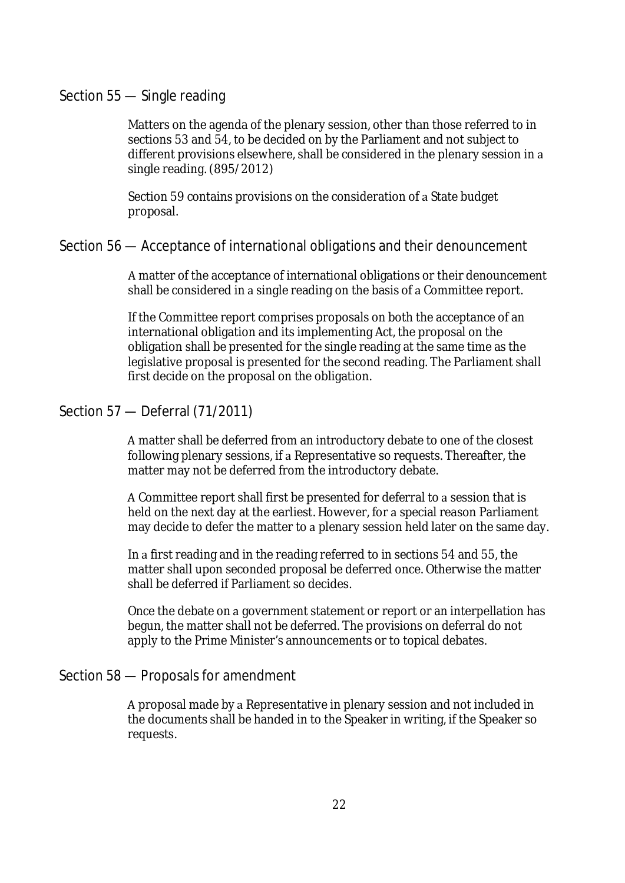### Section 55 — Single reading

Matters on the agenda of the plenary session, other than those referred to in sections 53 and 54, to be decided on by the Parliament and not subject to different provisions elsewhere, shall be considered in the plenary session in a single reading. (895/2012)

Section 59 contains provisions on the consideration of a State budget proposal.

### Section 56 — Acceptance of international obligations and their denouncement

A matter of the acceptance of international obligations or their denouncement shall be considered in a single reading on the basis of a Committee report.

If the Committee report comprises proposals on both the acceptance of an international obligation and its implementing Act, the proposal on the obligation shall be presented for the single reading at the same time as the legislative proposal is presented for the second reading. The Parliament shall first decide on the proposal on the obligation.

### Section 57 — Deferral (71/2011)

A matter shall be deferred from an introductory debate to one of the closest following plenary sessions, if a Representative so requests. Thereafter, the matter may not be deferred from the introductory debate.

A Committee report shall first be presented for deferral to a session that is held on the next day at the earliest. However, for a special reason Parliament may decide to defer the matter to a plenary session held later on the same day.

In a first reading and in the reading referred to in sections 54 and 55, the matter shall upon seconded proposal be deferred once. Otherwise the matter shall be deferred if Parliament so decides.

Once the debate on a government statement or report or an interpellation has begun, the matter shall not be deferred. The provisions on deferral do not apply to the Prime Minister's announcements or to topical debates.

### Section 58 — Proposals for amendment

A proposal made by a Representative in plenary session and not included in the documents shall be handed in to the Speaker in writing, if the Speaker so requests.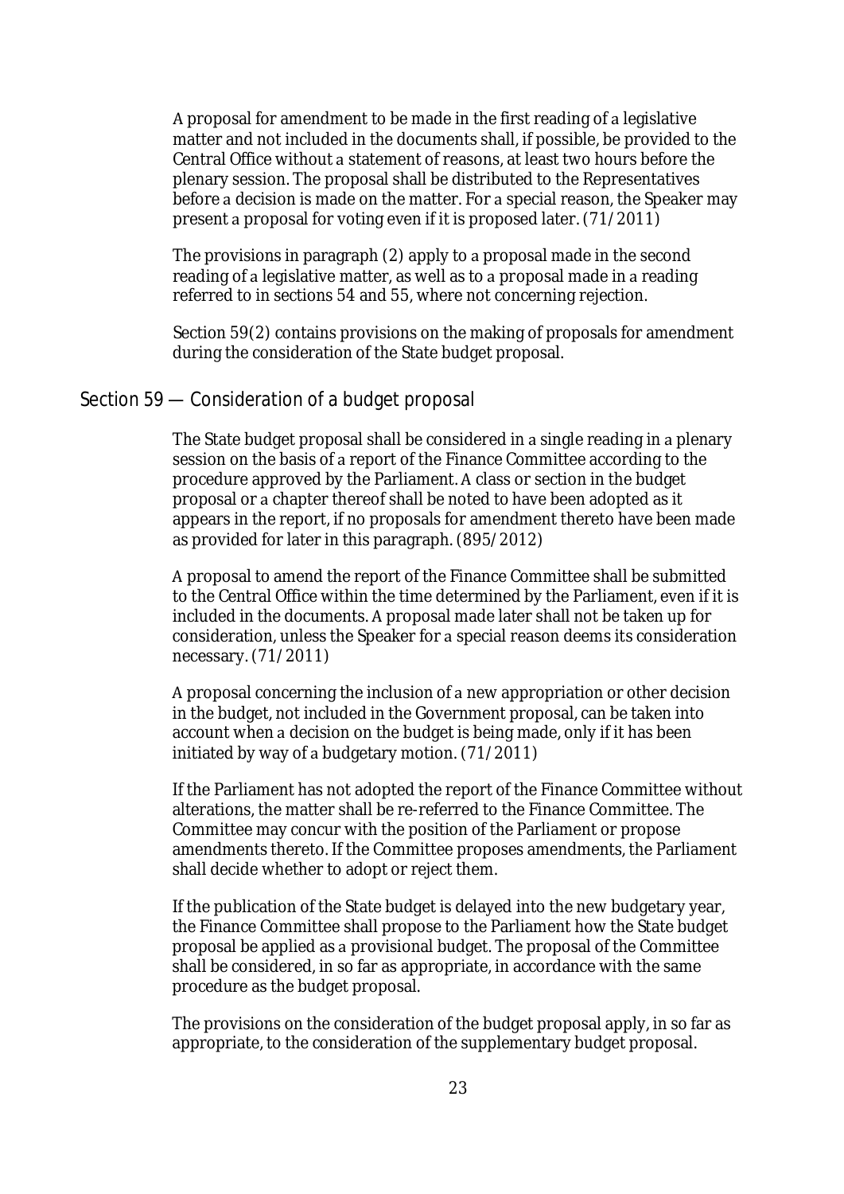A proposal for amendment to be made in the first reading of a legislative matter and not included in the documents shall, if possible, be provided to the Central Office without a statement of reasons, at least two hours before the plenary session. The proposal shall be distributed to the Representatives before a decision is made on the matter. For a special reason, the Speaker may present a proposal for voting even if it is proposed later. (71/2011)

The provisions in paragraph (2) apply to a proposal made in the second reading of a legislative matter, as well as to a proposal made in a reading referred to in sections 54 and 55, where not concerning rejection.

Section 59(2) contains provisions on the making of proposals for amendment during the consideration of the State budget proposal.

## Section 59 — Consideration of a budget proposal

The State budget proposal shall be considered in a single reading in a plenary session on the basis of a report of the Finance Committee according to the procedure approved by the Parliament. A class or section in the budget proposal or a chapter thereof shall be noted to have been adopted as it appears in the report, if no proposals for amendment thereto have been made as provided for later in this paragraph. (895/2012)

A proposal to amend the report of the Finance Committee shall be submitted to the Central Office within the time determined by the Parliament, even if it is included in the documents. A proposal made later shall not be taken up for consideration, unless the Speaker for a special reason deems its consideration necessary. (71/2011)

A proposal concerning the inclusion of a new appropriation or other decision in the budget, not included in the Government proposal, can be taken into account when a decision on the budget is being made, only if it has been initiated by way of a budgetary motion. (71/2011)

If the Parliament has not adopted the report of the Finance Committee without alterations, the matter shall be re-referred to the Finance Committee. The Committee may concur with the position of the Parliament or propose amendments thereto. If the Committee proposes amendments, the Parliament shall decide whether to adopt or reject them.

If the publication of the State budget is delayed into the new budgetary year, the Finance Committee shall propose to the Parliament how the State budget proposal be applied as a provisional budget. The proposal of the Committee shall be considered, in so far as appropriate, in accordance with the same procedure as the budget proposal.

The provisions on the consideration of the budget proposal apply, in so far as appropriate, to the consideration of the supplementary budget proposal.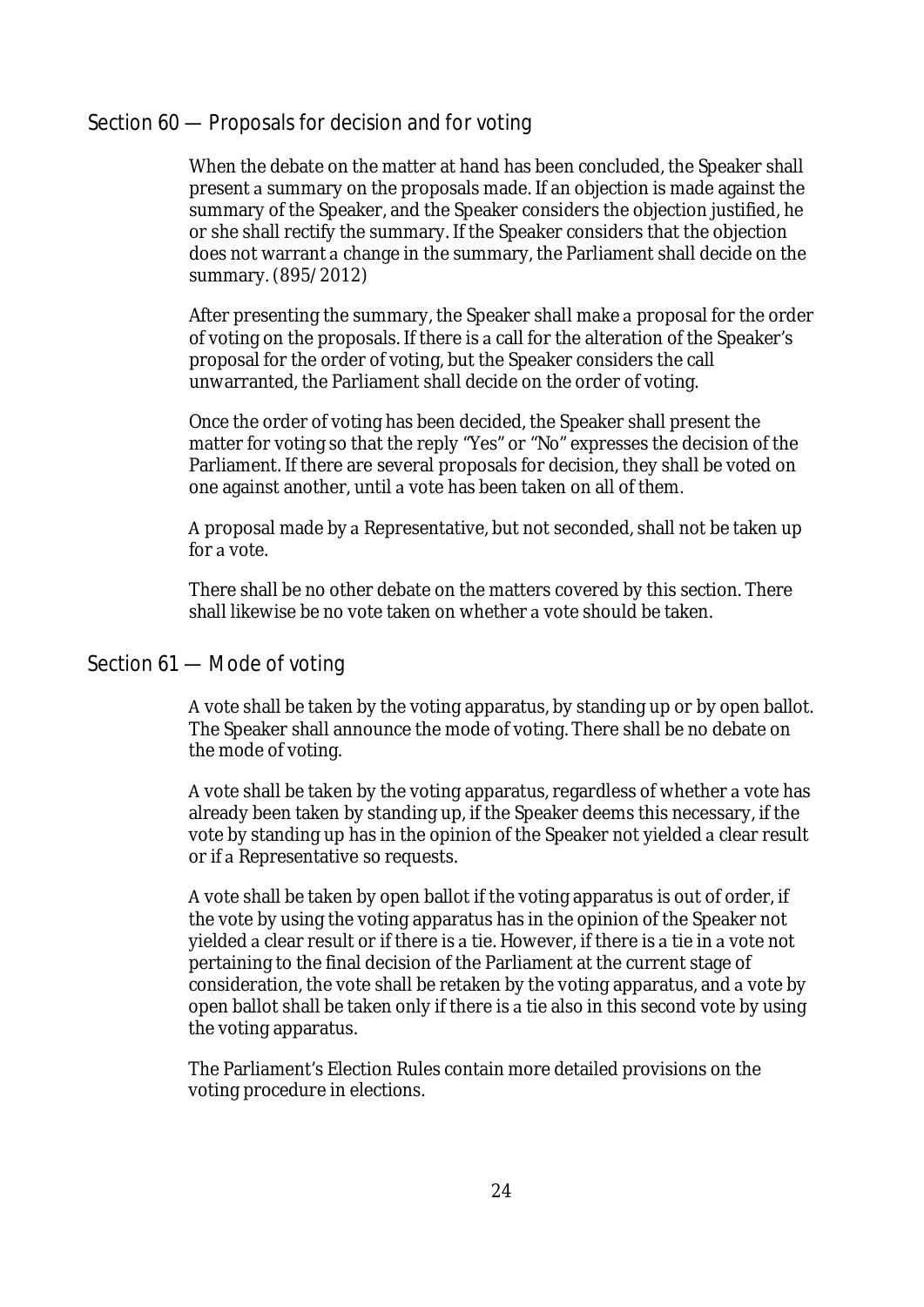## Section 60 — Proposals for decision and for voting

When the debate on the matter at hand has been concluded, the Speaker shall present a summary on the proposals made. If an objection is made against the summary of the Speaker, and the Speaker considers the objection justified, he or she shall rectify the summary. If the Speaker considers that the objection does not warrant a change in the summary, the Parliament shall decide on the summary. (895/2012)

After presenting the summary, the Speaker shall make a proposal for the order of voting on the proposals. If there is a call for the alteration of the Speaker's proposal for the order of voting, but the Speaker considers the call unwarranted, the Parliament shall decide on the order of voting.

Once the order of voting has been decided, the Speaker shall present the matter for voting so that the reply "Yes" or "No" expresses the decision of the Parliament. If there are several proposals for decision, they shall be voted on one against another, until a vote has been taken on all of them.

A proposal made by a Representative, but not seconded, shall not be taken up for a vote.

There shall be no other debate on the matters covered by this section. There shall likewise be no vote taken on whether a vote should be taken.

## Section 61 — Mode of voting

A vote shall be taken by the voting apparatus, by standing up or by open ballot. The Speaker shall announce the mode of voting. There shall be no debate on the mode of voting.

A vote shall be taken by the voting apparatus, regardless of whether a vote has already been taken by standing up, if the Speaker deems this necessary, if the vote by standing up has in the opinion of the Speaker not yielded a clear result or if a Representative so requests.

A vote shall be taken by open ballot if the voting apparatus is out of order, if the vote by using the voting apparatus has in the opinion of the Speaker not yielded a clear result or if there is a tie. However, if there is a tie in a vote not pertaining to the final decision of the Parliament at the current stage of consideration, the vote shall be retaken by the voting apparatus, and a vote by open ballot shall be taken only if there is a tie also in this second vote by using the voting apparatus.

The Parliament's Election Rules contain more detailed provisions on the voting procedure in elections.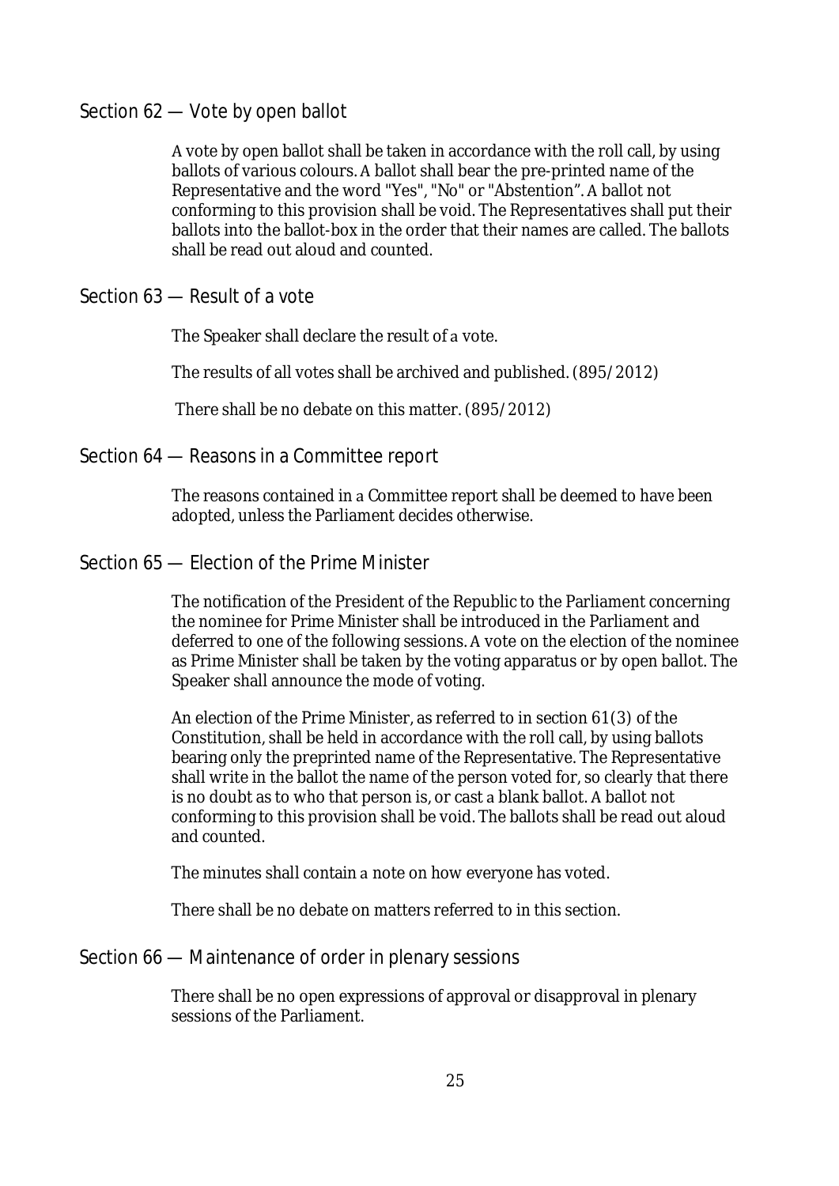## Section 62 — Vote by open ballot

A vote by open ballot shall be taken in accordance with the roll call, by using ballots of various colours. A ballot shall bear the pre-printed name of the Representative and the word "Yes", "No" or "Abstention". A ballot not conforming to this provision shall be void. The Representatives shall put their ballots into the ballot-box in the order that their names are called. The ballots shall be read out aloud and counted.

## Section 63 — Result of a vote

The Speaker shall declare the result of a vote.

The results of all votes shall be archived and published. (895/2012)

There shall be no debate on this matter. (895/2012)

## Section 64 — Reasons in a Committee report

The reasons contained in a Committee report shall be deemed to have been adopted, unless the Parliament decides otherwise.

## Section 65 — Election of the Prime Minister

The notification of the President of the Republic to the Parliament concerning the nominee for Prime Minister shall be introduced in the Parliament and deferred to one of the following sessions. A vote on the election of the nominee as Prime Minister shall be taken by the voting apparatus or by open ballot. The Speaker shall announce the mode of voting.

An election of the Prime Minister, as referred to in section 61(3) of the Constitution, shall be held in accordance with the roll call, by using ballots bearing only the preprinted name of the Representative. The Representative shall write in the ballot the name of the person voted for, so clearly that there is no doubt as to who that person is, or cast a blank ballot. A ballot not conforming to this provision shall be void. The ballots shall be read out aloud and counted.

The minutes shall contain a note on how everyone has voted.

There shall be no debate on matters referred to in this section.

## Section 66 — Maintenance of order in plenary sessions

There shall be no open expressions of approval or disapproval in plenary sessions of the Parliament.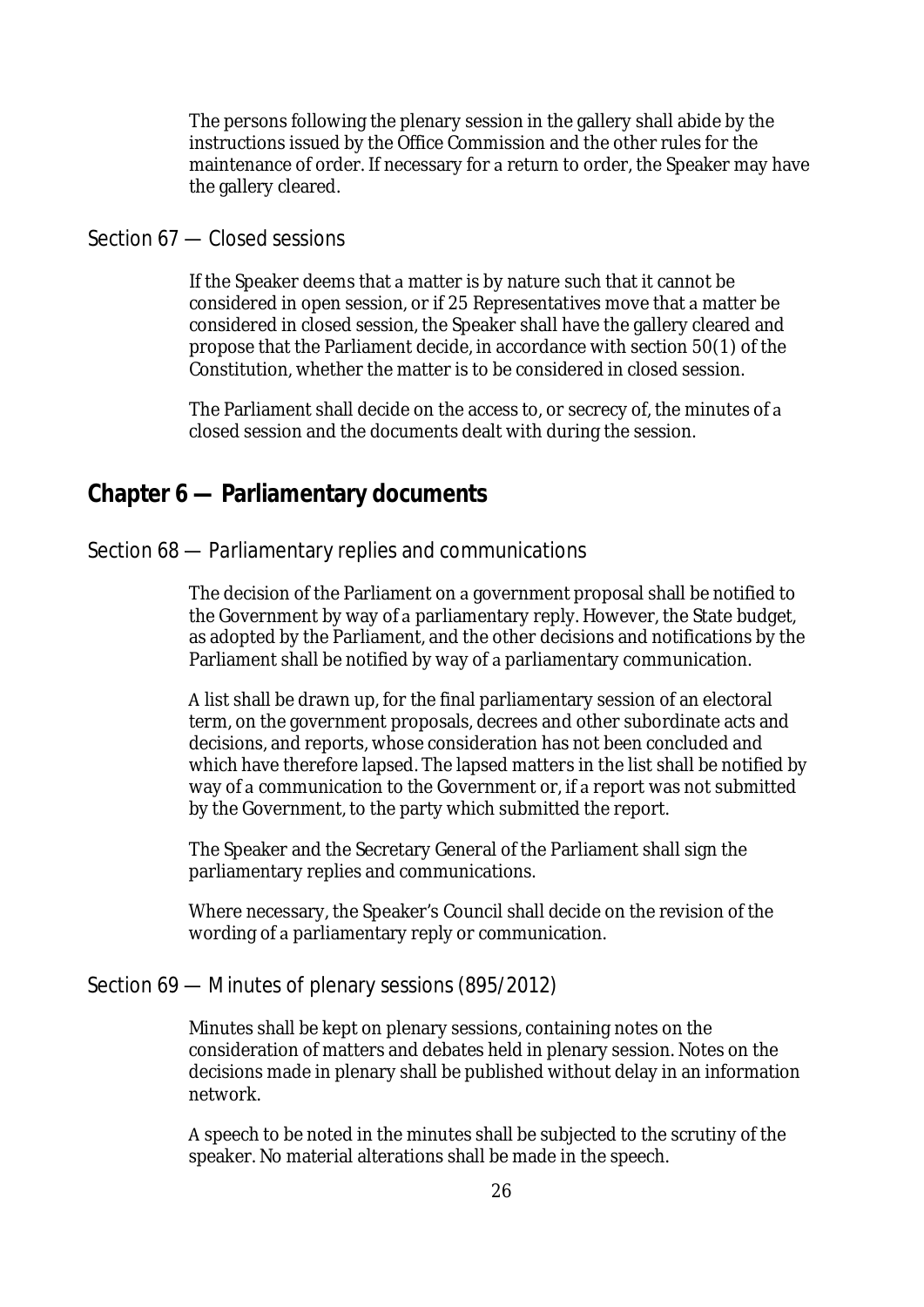The persons following the plenary session in the gallery shall abide by the instructions issued by the Office Commission and the other rules for the maintenance of order. If necessary for a return to order, the Speaker may have the gallery cleared.

### Section 67 — Closed sessions

If the Speaker deems that a matter is by nature such that it cannot be considered in open session, or if 25 Representatives move that a matter be considered in closed session, the Speaker shall have the gallery cleared and propose that the Parliament decide, in accordance with section 50(1) of the Constitution, whether the matter is to be considered in closed session.

The Parliament shall decide on the access to, or secrecy of, the minutes of a closed session and the documents dealt with during the session.

## Chapter 6 — Parliamentary documents

### Section 68 — Parliamentary replies and communications

The decision of the Parliament on a government proposal shall be notified to the Government by way of a parliamentary reply. However, the State budget, as adopted by the Parliament, and the other decisions and notifications by the Parliament shall be notified by way of a parliamentary communication.

A list shall be drawn up, for the final parliamentary session of an electoral term, on the government proposals, decrees and other subordinate acts and decisions, and reports, whose consideration has not been concluded and which have therefore lapsed. The lapsed matters in the list shall be notified by way of a communication to the Government or, if a report was not submitted by the Government, to the party which submitted the report.

The Speaker and the Secretary General of the Parliament shall sign the parliamentary replies and communications.

Where necessary, the Speaker's Council shall decide on the revision of the wording of a parliamentary reply or communication.

### Section 69 — Minutes of plenary sessions (895/2012)

Minutes shall be kept on plenary sessions, containing notes on the consideration of matters and debates held in plenary session. Notes on the decisions made in plenary shall be published without delay in an information network.

A speech to be noted in the minutes shall be subjected to the scrutiny of the speaker. No material alterations shall be made in the speech.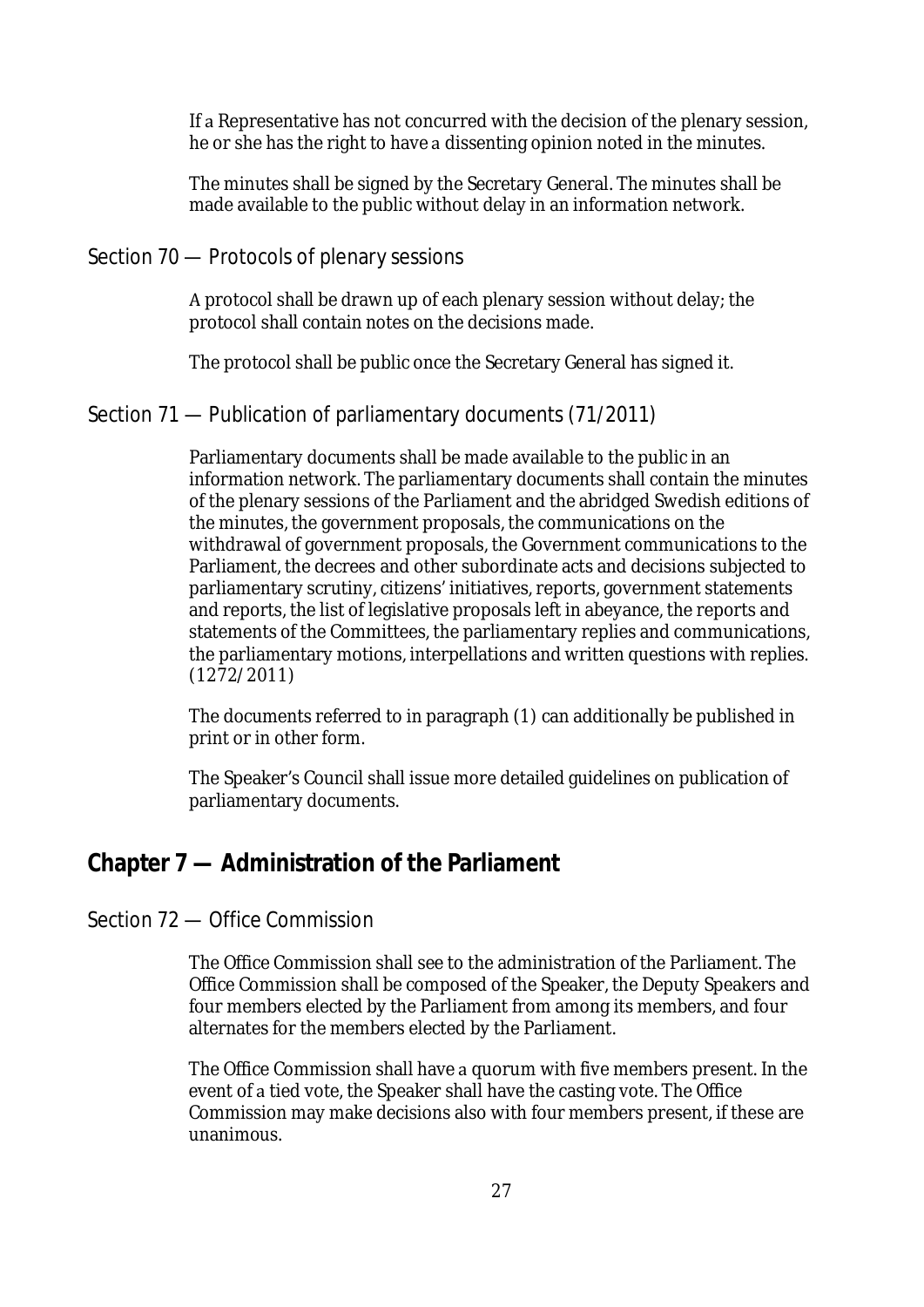If a Representative has not concurred with the decision of the plenary session, he or she has the right to have a dissenting opinion noted in the minutes.

The minutes shall be signed by the Secretary General. The minutes shall be made available to the public without delay in an information network.

### Section 70 — Protocols of plenary sessions

A protocol shall be drawn up of each plenary session without delay; the protocol shall contain notes on the decisions made.

The protocol shall be public once the Secretary General has signed it.

### Section 71 — Publication of parliamentary documents (71/2011)

Parliamentary documents shall be made available to the public in an information network. The parliamentary documents shall contain the minutes of the plenary sessions of the Parliament and the abridged Swedish editions of the minutes, the government proposals, the communications on the withdrawal of government proposals, the Government communications to the Parliament, the decrees and other subordinate acts and decisions subjected to parliamentary scrutiny, citizens' initiatives, reports, government statements and reports, the list of legislative proposals left in abeyance, the reports and statements of the Committees, the parliamentary replies and communications, the parliamentary motions, interpellations and written questions with replies. (1272/2011)

The documents referred to in paragraph (1) can additionally be published in print or in other form.

The Speaker's Council shall issue more detailed guidelines on publication of parliamentary documents.

## Chapter 7 — Administration of the Parliament

### Section 72 — Office Commission

The Office Commission shall see to the administration of the Parliament. The Office Commission shall be composed of the Speaker, the Deputy Speakers and four members elected by the Parliament from among its members, and four alternates for the members elected by the Parliament.

The Office Commission shall have a quorum with five members present. In the event of a tied vote, the Speaker shall have the casting vote. The Office Commission may make decisions also with four members present, if these are unanimous.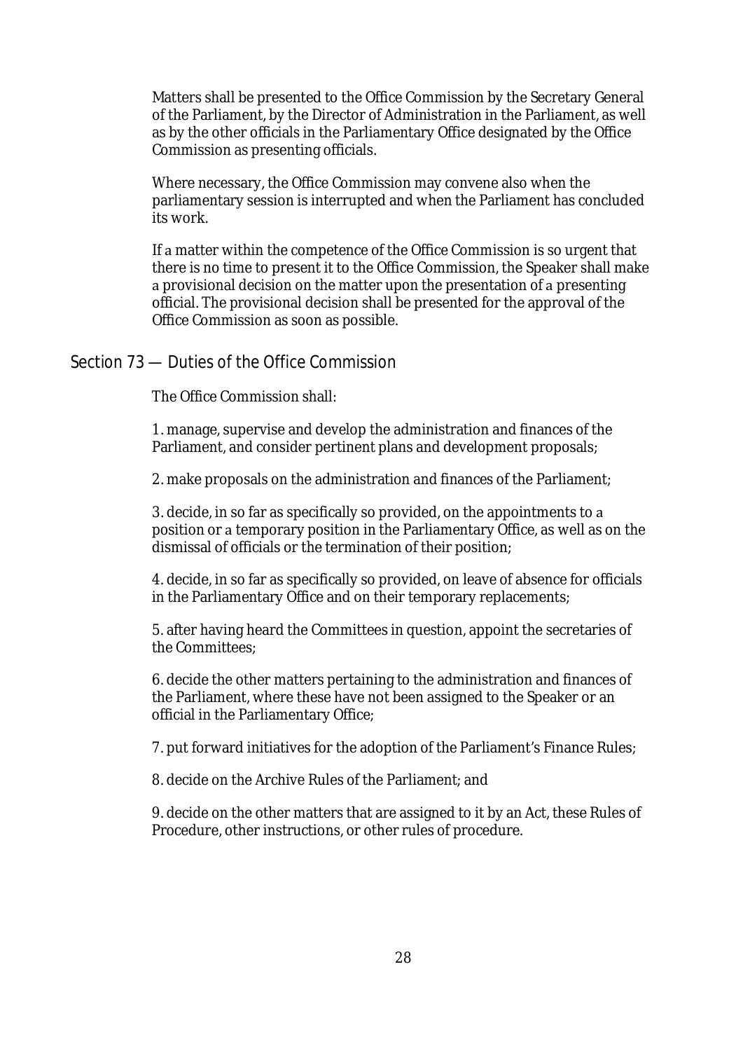Matters shall be presented to the Office Commission by the Secretary General of the Parliament, by the Director of Administration in the Parliament, as well as by the other officials in the Parliamentary Office designated by the Office Commission as presenting officials.

Where necessary, the Office Commission may convene also when the parliamentary session is interrupted and when the Parliament has concluded its work.

If a matter within the competence of the Office Commission is so urgent that there is no time to present it to the Office Commission, the Speaker shall make a provisional decision on the matter upon the presentation of a presenting official. The provisional decision shall be presented for the approval of the Office Commission as soon as possible.

## Section 73 — Duties of the Office Commission

The Office Commission shall:

1. manage, supervise and develop the administration and finances of the Parliament, and consider pertinent plans and development proposals;

2. make proposals on the administration and finances of the Parliament;

3. decide, in so far as specifically so provided, on the appointments to a position or a temporary position in the Parliamentary Office, as well as on the dismissal of officials or the termination of their position;

4. decide, in so far as specifically so provided, on leave of absence for officials in the Parliamentary Office and on their temporary replacements;

5. after having heard the Committees in question, appoint the secretaries of the Committees;

6. decide the other matters pertaining to the administration and finances of the Parliament, where these have not been assigned to the Speaker or an official in the Parliamentary Office;

7. put forward initiatives for the adoption of the Parliament's Finance Rules;

8. decide on the Archive Rules of the Parliament; and

9. decide on the other matters that are assigned to it by an Act, these Rules of Procedure, other instructions, or other rules of procedure.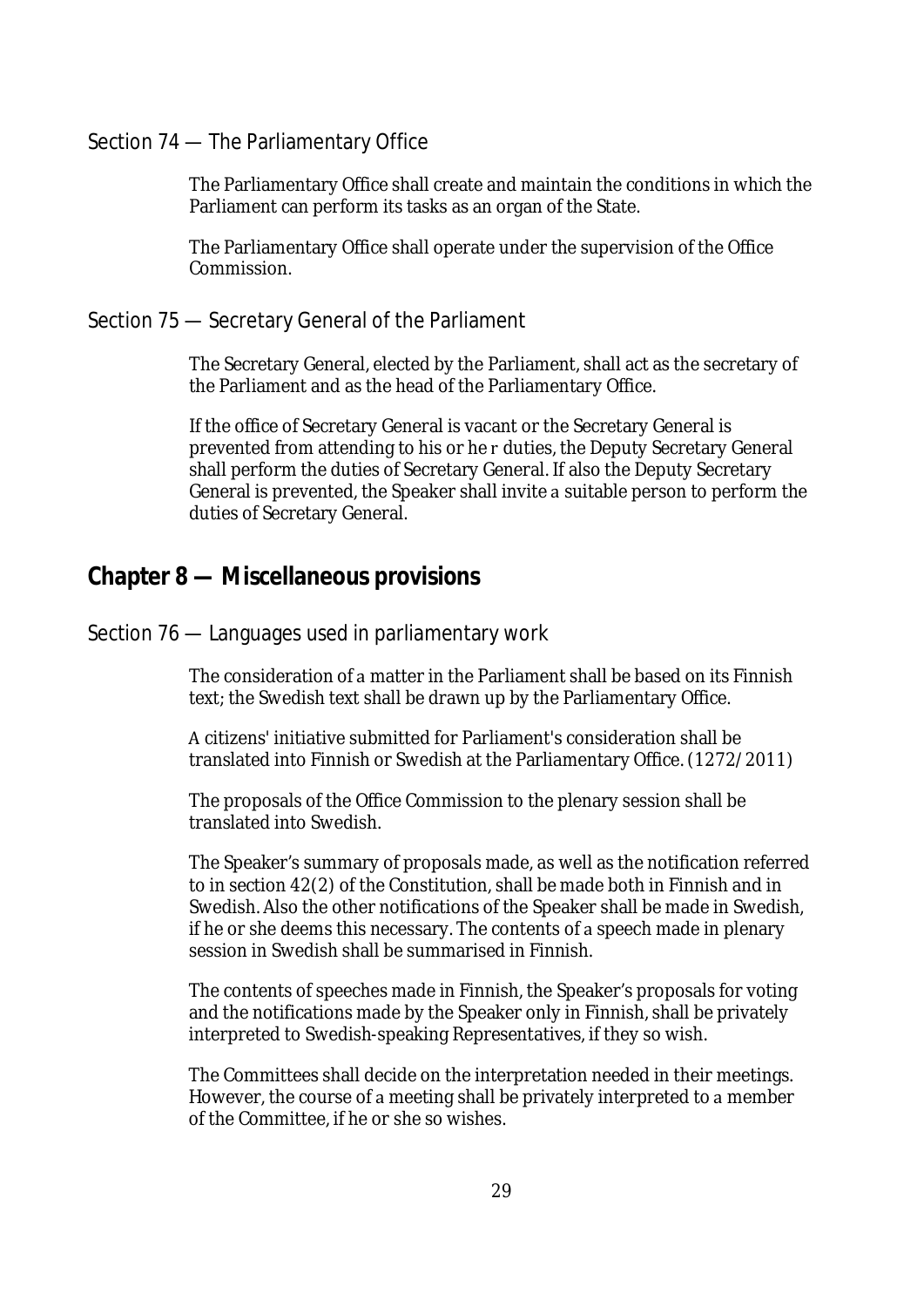### Section 74 — The Parliamentary Office

The Parliamentary Office shall create and maintain the conditions in which the Parliament can perform its tasks as an organ of the State.

The Parliamentary Office shall operate under the supervision of the Office Commission.

### Section 75 — Secretary General of the Parliament

The Secretary General, elected by the Parliament, shall act as the secretary of the Parliament and as the head of the Parliamentary Office.

If the office of Secretary General is vacant or the Secretary General is prevented from attending to his or he r duties, the Deputy Secretary General shall perform the duties of Secretary General. If also the Deputy Secretary General is prevented, the Speaker shall invite a suitable person to perform the duties of Secretary General.

## Chapter 8 — Miscellaneous provisions

### Section 76 — Languages used in parliamentary work

The consideration of a matter in the Parliament shall be based on its Finnish text; the Swedish text shall be drawn up by the Parliamentary Office.

A citizens' initiative submitted for Parliament's consideration shall be translated into Finnish or Swedish at the Parliamentary Office. (1272/2011)

The proposals of the Office Commission to the plenary session shall be translated into Swedish.

The Speaker's summary of proposals made, as well as the notification referred to in section 42(2) of the Constitution, shall be made both in Finnish and in Swedish. Also the other notifications of the Speaker shall be made in Swedish, if he or she deems this necessary. The contents of a speech made in plenary session in Swedish shall be summarised in Finnish.

The contents of speeches made in Finnish, the Speaker's proposals for voting and the notifications made by the Speaker only in Finnish, shall be privately interpreted to Swedish-speaking Representatives, if they so wish.

The Committees shall decide on the interpretation needed in their meetings. However, the course of a meeting shall be privately interpreted to a member of the Committee, if he or she so wishes.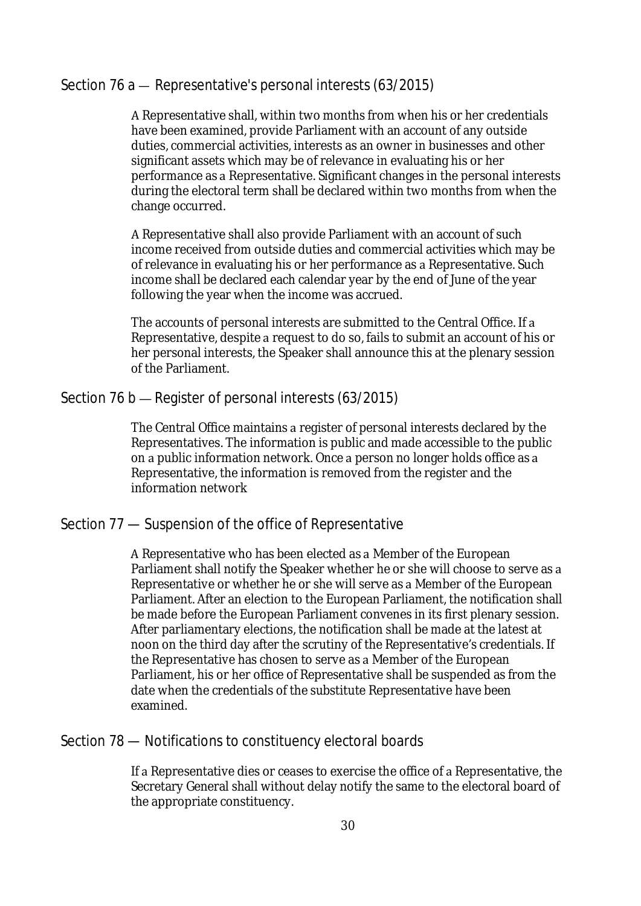## Section 76 a — Representative's personal interests (63/2015)

A Representative shall, within two months from when his or her credentials have been examined, provide Parliament with an account of any outside duties, commercial activities, interests as an owner in businesses and other significant assets which may be of relevance in evaluating his or her performance as a Representative. Significant changes in the personal interests during the electoral term shall be declared within two months from when the change occurred.

A Representative shall also provide Parliament with an account of such income received from outside duties and commercial activities which may be of relevance in evaluating his or her performance as a Representative. Such income shall be declared each calendar year by the end of June of the year following the year when the income was accrued.

The accounts of personal interests are submitted to the Central Office. If a Representative, despite a request to do so, fails to submit an account of his or her personal interests, the Speaker shall announce this at the plenary session of the Parliament.

## Section 76 b — Register of personal interests (63/2015)

The Central Office maintains a register of personal interests declared by the Representatives. The information is public and made accessible to the public on a public information network. Once a person no longer holds office as a Representative, the information is removed from the register and the information network

## Section 77 — Suspension of the office of Representative

A Representative who has been elected as a Member of the European Parliament shall notify the Speaker whether he or she will choose to serve as a Representative or whether he or she will serve as a Member of the European Parliament. After an election to the European Parliament, the notification shall be made before the European Parliament convenes in its first plenary session. After parliamentary elections, the notification shall be made at the latest at noon on the third day after the scrutiny of the Representative's credentials. If the Representative has chosen to serve as a Member of the European Parliament, his or her office of Representative shall be suspended as from the date when the credentials of the substitute Representative have been examined.

## Section 78 — Notifications to constituency electoral boards

If a Representative dies or ceases to exercise the office of a Representative, the Secretary General shall without delay notify the same to the electoral board of the appropriate constituency.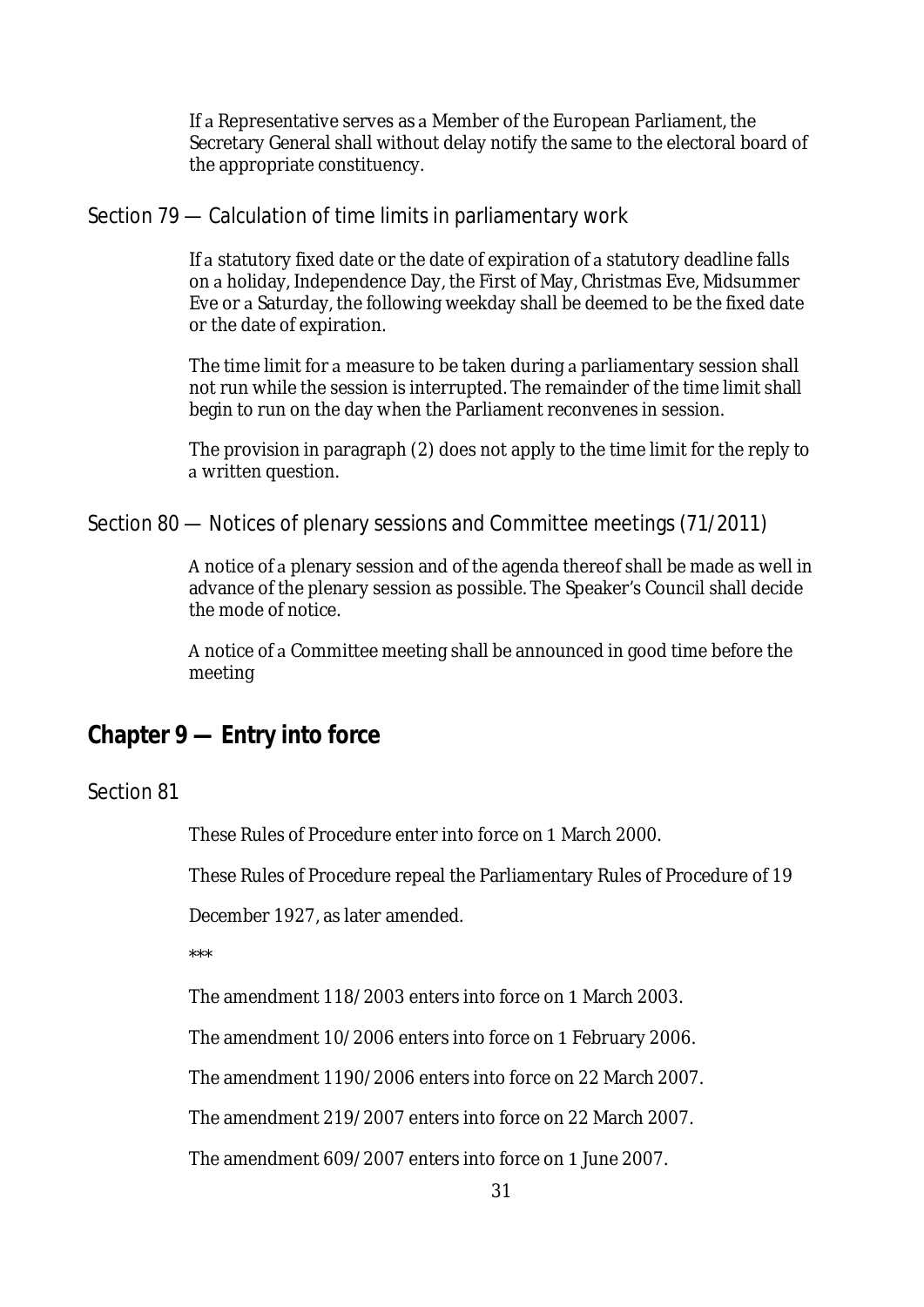If a Representative serves as a Member of the European Parliament, the Secretary General shall without delay notify the same to the electoral board of the appropriate constituency.

### Section 79 — Calculation of time limits in parliamentary work

If a statutory fixed date or the date of expiration of a statutory deadline falls on a holiday, Independence Day, the First of May, Christmas Eve, Midsummer Eve or a Saturday, the following weekday shall be deemed to be the fixed date or the date of expiration.

The time limit for a measure to be taken during a parliamentary session shall not run while the session is interrupted. The remainder of the time limit shall begin to run on the day when the Parliament reconvenes in session.

The provision in paragraph (2) does not apply to the time limit for the reply to a written question.

### Section 80 — Notices of plenary sessions and Committee meetings (71/2011)

A notice of a plenary session and of the agenda thereof shall be made as well in advance of the plenary session as possible. The Speaker's Council shall decide the mode of notice.

A notice of a Committee meeting shall be announced in good time before the meeting

## Chapter 9 — Entry into force

### Section 81

These Rules of Procedure enter into force on 1 March 2000.

These Rules of Procedure repeal the Parliamentary Rules of Procedure of 19

December 1927, as later amended.

***

The amendment 118/2003 enters into force on 1 March 2003.

The amendment 10/2006 enters into force on 1 February 2006.

The amendment 1190/2006 enters into force on 22 March 2007.

The amendment 219/2007 enters into force on 22 March 2007.

The amendment 609/2007 enters into force on 1 June 2007.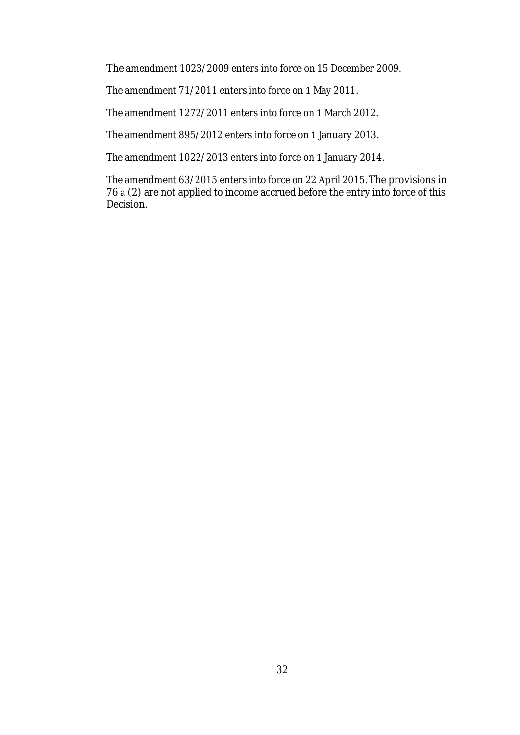The amendment 1023/2009 enters into force on 15 December 2009.

The amendment 71/2011 enters into force on 1 May 2011.

The amendment 1272/2011 enters into force on 1 March 2012.

The amendment 895/2012 enters into force on 1 January 2013.

The amendment 1022/2013 enters into force on 1 January 2014.

The amendment 63/2015 enters into force on 22 April 2015. The provisions in 76 a (2) are not applied to income accrued before the entry into force of this Decision.